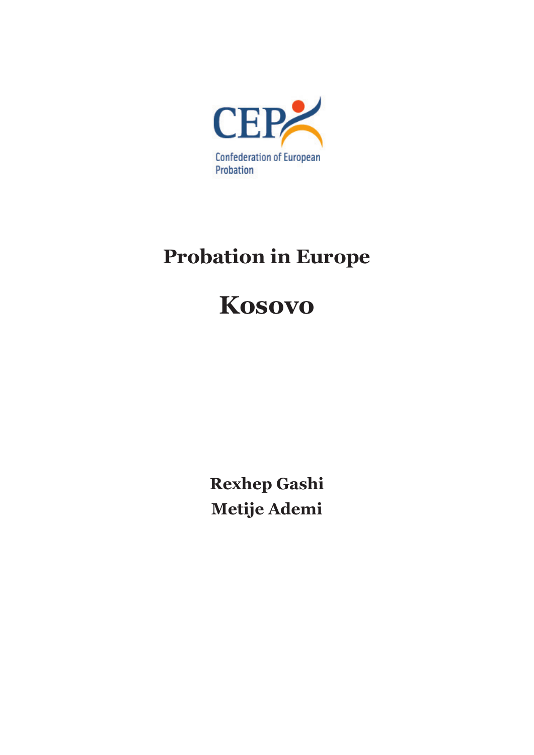CEP

Confederation of European Probation

# Probation in Europe

# Kosovo

**Rexhep Gashi**
**Metije Ademi**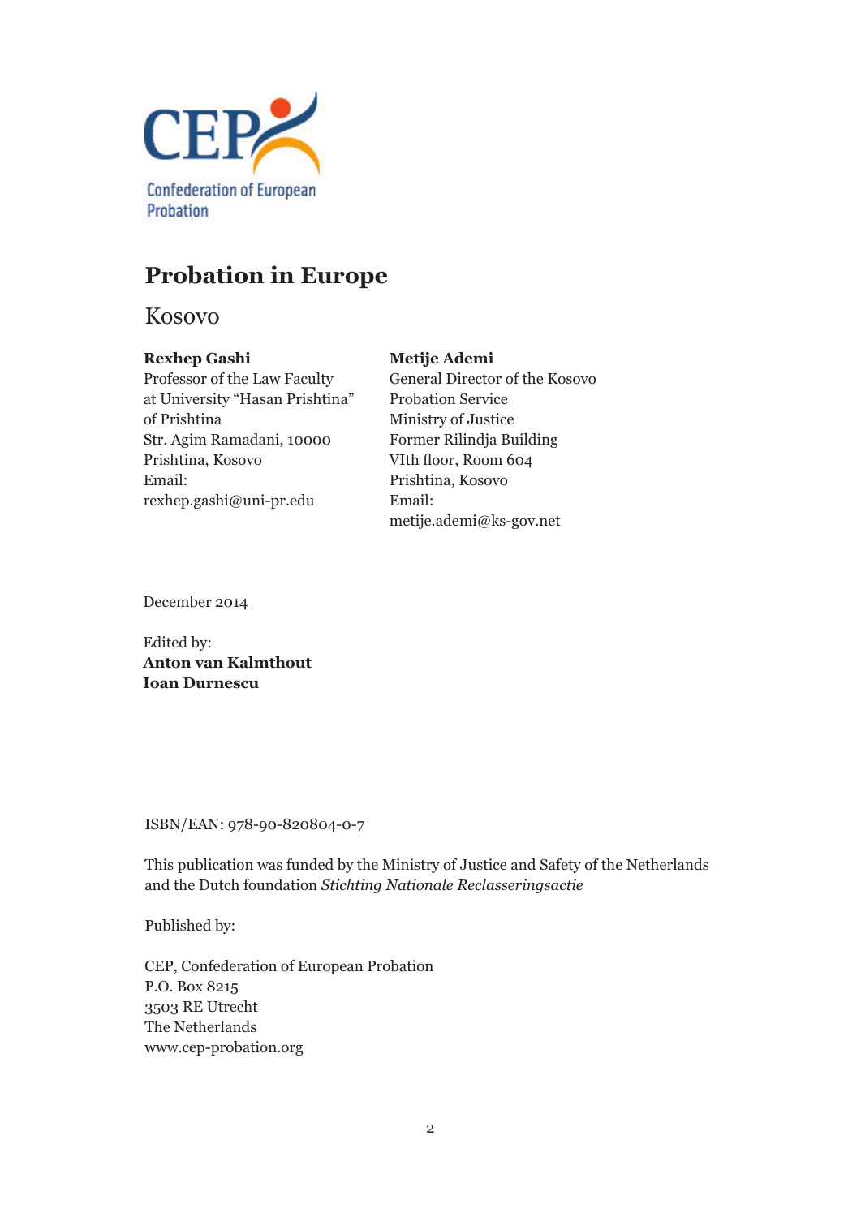CEP Confederation of European Probation

# Probation in Europe

## Kosovo

**Rexhep Gashi**
Professor of the Law Faculty
at University "Hasan Prishtina"
of Prishtina
Str. Agim Ramadani, 10000
Prishtina, Kosovo
Email:
rexhep.gashi@uni-pr.edu

**Metije Ademi**
General Director of the Kosovo
Probation Service
Ministry of Justice
Former Rilindja Building
VIth floor, Room 604
Prishtina, Kosovo
Email:
metije.ademi@ks-gov.net

December 2014

Edited by:
**Anton van Kalmthout**
**Ioan Durnescu**

ISBN/EAN: 978-90-820804-0-7

This publication was funded by the Ministry of Justice and Safety of the Netherlands and the Dutch foundation *Stichting Nationale Reclasseringsactie*

Published by:

CEP, Confederation of European Probation
P.O. Box 8215
3503 RE Utrecht
The Netherlands
www.cep-probation.org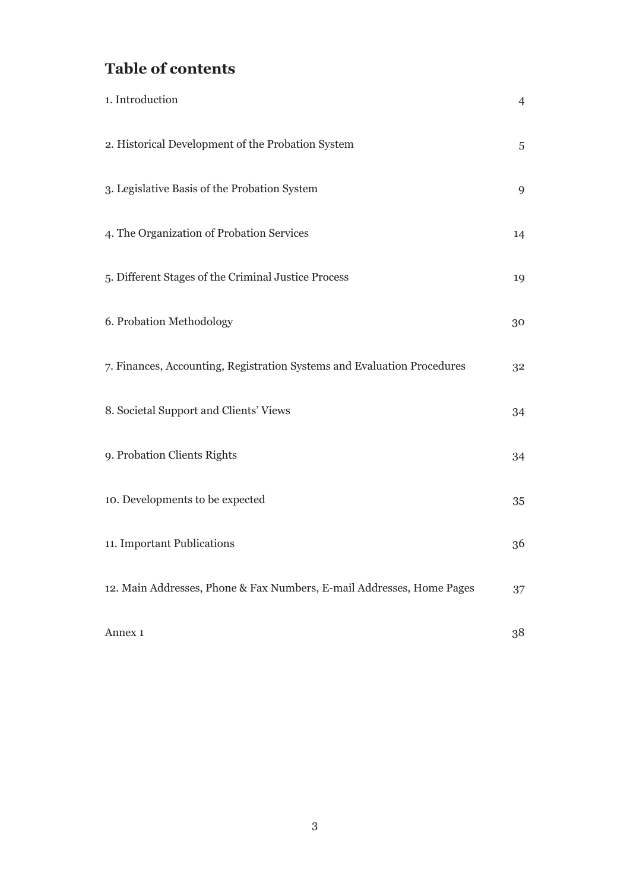## Table of contents

| | |
|---|---|
| 1. Introduction | 4 |
| 2. Historical Development of the Probation System | 5 |
| 3. Legislative Basis of the Probation System | 9 |
| 4. The Organization of Probation Services | 14 |
| 5. Different Stages of the Criminal Justice Process | 19 |
| 6. Probation Methodology | 30 |
| 7. Finances, Accounting, Registration Systems and Evaluation Procedures | 32 |
| 8. Societal Support and Clients' Views | 34 |
| 9. Probation Clients Rights | 34 |
| 10. Developments to be expected | 35 |
| 11. Important Publications | 36 |
| 12. Main Addresses, Phone & Fax Numbers, E-mail Addresses, Home Pages | 37 |
| Annex 1 | 38 |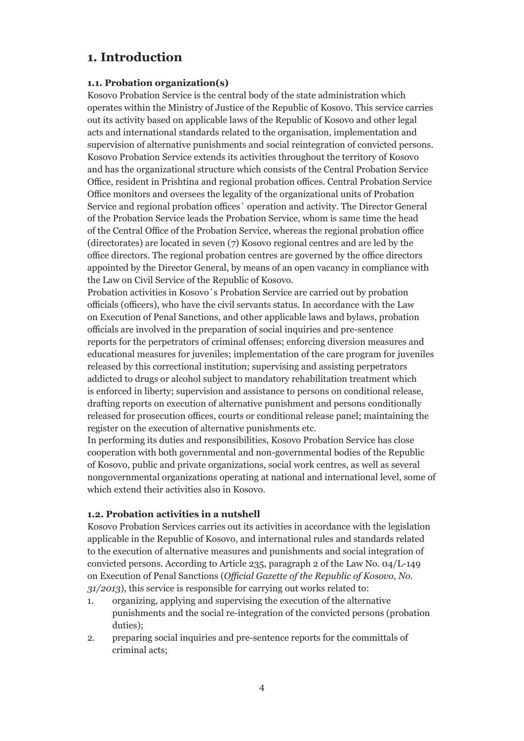# 1. Introduction

### 1.1. Probation organization(s)

Kosovo Probation Service is the central body of the state administration which operates within the Ministry of Justice of the Republic of Kosovo. This service carries out its activity based on applicable laws of the Republic of Kosovo and other legal acts and international standards related to the organisation, implementation and supervision of alternative punishments and social reintegration of convicted persons. Kosovo Probation Service extends its activities throughout the territory of Kosovo and has the organizational structure which consists of the Central Probation Service Office, resident in Prishtina and regional probation offices. Central Probation Service Office monitors and oversees the legality of the organizational units of Probation Service and regional probation offices` operation and activity. The Director General of the Probation Service leads the Probation Service, whom is same time the head of the Central Office of the Probation Service, whereas the regional probation office (directorates) are located in seven (7) Kosovo regional centres and are led by the office directors. The regional probation centres are governed by the office directors appointed by the Director General, by means of an open vacancy in compliance with the Law on Civil Service of the Republic of Kosovo.

Probation activities in Kosovo`s Probation Service are carried out by probation officials (officers), who have the civil servants status. In accordance with the Law on Execution of Penal Sanctions, and other applicable laws and bylaws, probation officials are involved in the preparation of social inquiries and pre-sentence reports for the perpetrators of criminal offenses; enforcing diversion measures and educational measures for juveniles; implementation of the care program for juveniles released by this correctional institution; supervising and assisting perpetrators addicted to drugs or alcohol subject to mandatory rehabilitation treatment which is enforced in liberty; supervision and assistance to persons on conditional release, drafting reports on execution of alternative punishment and persons conditionally released for prosecution offices, courts or conditional release panel; maintaining the register on the execution of alternative punishments etc.

In performing its duties and responsibilities, Kosovo Probation Service has close cooperation with both governmental and non-governmental bodies of the Republic of Kosovo, public and private organizations, social work centres, as well as several nongovernmental organizations operating at national and international level, some of which extend their activities also in Kosovo.

### 1.2. Probation activities in a nutshell

Kosovo Probation Services carries out its activities in accordance with the legislation applicable in the Republic of Kosovo, and international rules and standards related to the execution of alternative measures and punishments and social integration of convicted persons. According to Article 235, paragraph 2 of the Law No. 04/L-149 on Execution of Penal Sanctions (*Official Gazette of the Republic of Kosovo, No. 31/2013*), this service is responsible for carrying out works related to:

1. organizing, applying and supervising the execution of the alternative punishments and the social re-integration of the convicted persons (probation duties);
2. preparing social inquiries and pre-sentence reports for the committals of criminal acts;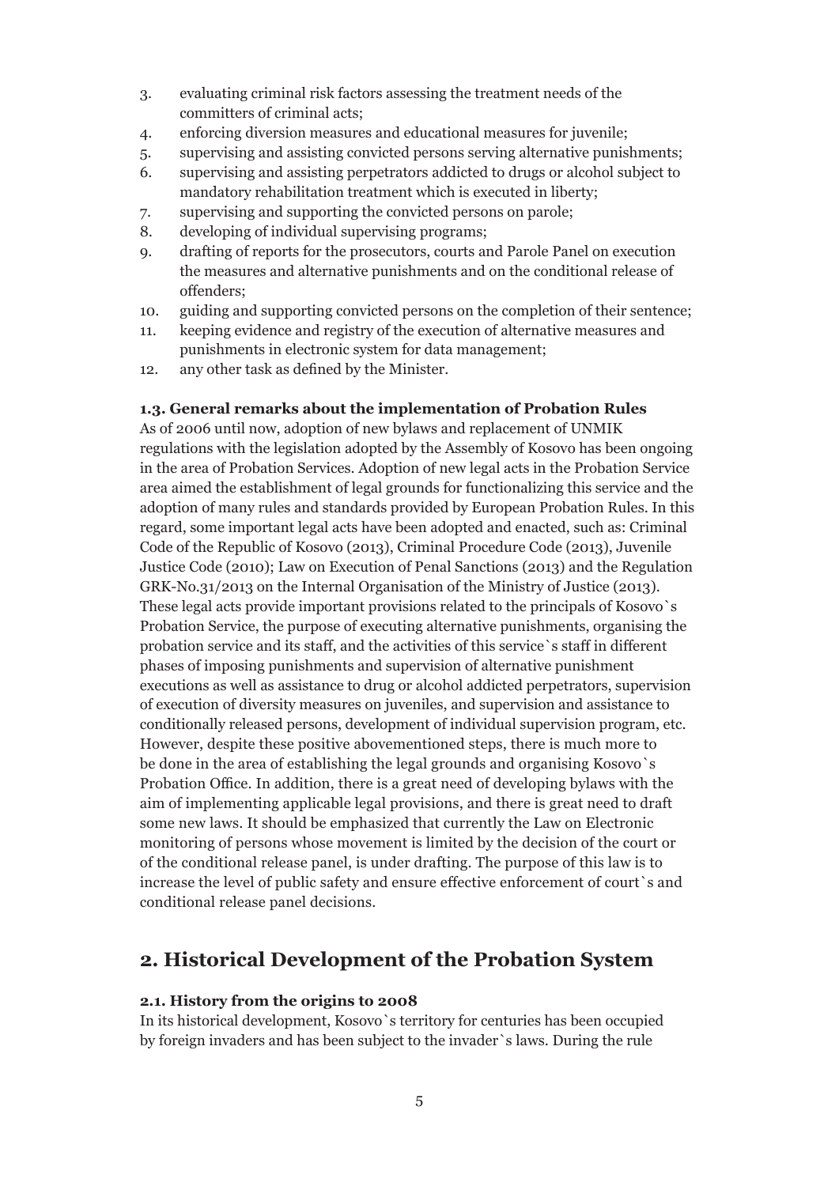3. evaluating criminal risk factors assessing the treatment needs of the committers of criminal acts;
4. enforcing diversion measures and educational measures for juvenile;
5. supervising and assisting convicted persons serving alternative punishments;
6. supervising and assisting perpetrators addicted to drugs or alcohol subject to mandatory rehabilitation treatment which is executed in liberty;
7. supervising and supporting the convicted persons on parole;
8. developing of individual supervising programs;
9. drafting of reports for the prosecutors, courts and Parole Panel on execution the measures and alternative punishments and on the conditional release of offenders;
10. guiding and supporting convicted persons on the completion of their sentence;
11. keeping evidence and registry of the execution of alternative measures and punishments in electronic system for data management;
12. any other task as defined by the Minister.

### 1.3. General remarks about the implementation of Probation Rules

As of 2006 until now, adoption of new bylaws and replacement of UNMIK regulations with the legislation adopted by the Assembly of Kosovo has been ongoing in the area of Probation Services. Adoption of new legal acts in the Probation Service area aimed the establishment of legal grounds for functionalizing this service and the adoption of many rules and standards provided by European Probation Rules. In this regard, some important legal acts have been adopted and enacted, such as: Criminal Code of the Republic of Kosovo (2013), Criminal Procedure Code (2013), Juvenile Justice Code (2010); Law on Execution of Penal Sanctions (2013) and the Regulation GRK-No.31/2013 on the Internal Organisation of the Ministry of Justice (2013). These legal acts provide important provisions related to the principals of Kosovo`s Probation Service, the purpose of executing alternative punishments, organising the probation service and its staff, and the activities of this service`s staff in different phases of imposing punishments and supervision of alternative punishment executions as well as assistance to drug or alcohol addicted perpetrators, supervision of execution of diversity measures on juveniles, and supervision and assistance to conditionally released persons, development of individual supervision program, etc. However, despite these positive abovementioned steps, there is much more to be done in the area of establishing the legal grounds and organising Kosovo`s Probation Office. In addition, there is a great need of developing bylaws with the aim of implementing applicable legal provisions, and there is great need to draft some new laws. It should be emphasized that currently the Law on Electronic monitoring of persons whose movement is limited by the decision of the court or of the conditional release panel, is under drafting. The purpose of this law is to increase the level of public safety and ensure effective enforcement of court`s and conditional release panel decisions.

## 2. Historical Development of the Probation System

### 2.1. History from the origins to 2008

In its historical development, Kosovo`s territory for centuries has been occupied by foreign invaders and has been subject to the invader`s laws. During the rule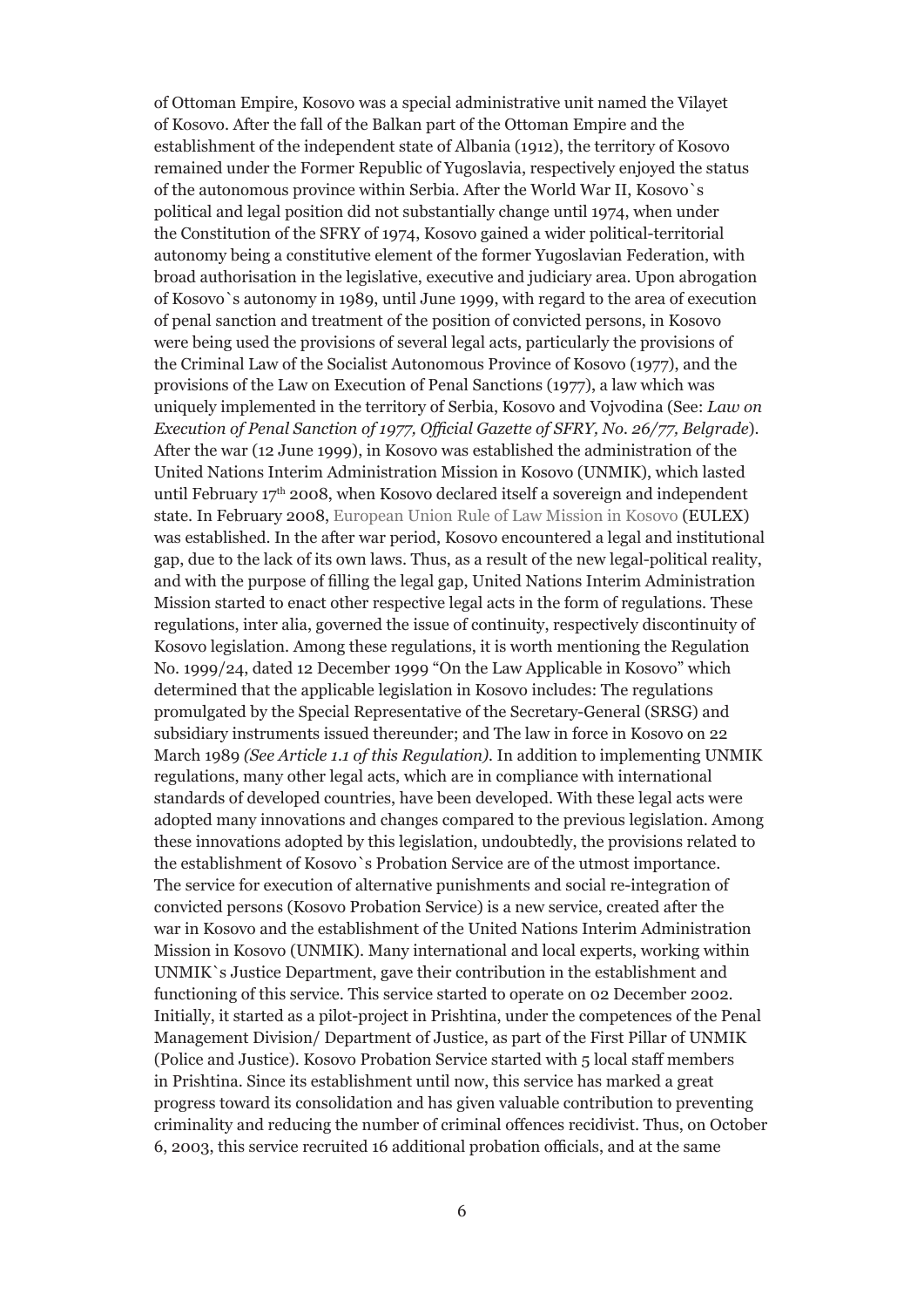of Ottoman Empire, Kosovo was a special administrative unit named the Vilayet of Kosovo. After the fall of the Balkan part of the Ottoman Empire and the establishment of the independent state of Albania (1912), the territory of Kosovo remained under the Former Republic of Yugoslavia, respectively enjoyed the status of the autonomous province within Serbia. After the World War II, Kosovo`s political and legal position did not substantially change until 1974, when under the Constitution of the SFRY of 1974, Kosovo gained a wider political-territorial autonomy being a constitutive element of the former Yugoslavian Federation, with broad authorisation in the legislative, executive and judiciary area. Upon abrogation of Kosovo`s autonomy in 1989, until June 1999, with regard to the area of execution of penal sanction and treatment of the position of convicted persons, in Kosovo were being used the provisions of several legal acts, particularly the provisions of the Criminal Law of the Socialist Autonomous Province of Kosovo (1977), and the provisions of the Law on Execution of Penal Sanctions (1977), a law which was uniquely implemented in the territory of Serbia, Kosovo and Vojvodina (See: *Law on Execution of Penal Sanction of 1977, Official Gazette of SFRY, No. 26/77, Belgrade*). After the war (12 June 1999), in Kosovo was established the administration of the United Nations Interim Administration Mission in Kosovo (UNMIK), which lasted until February 17th 2008, when Kosovo declared itself a sovereign and independent state. In February 2008, European Union Rule of Law Mission in Kosovo (EULEX) was established. In the after war period, Kosovo encountered a legal and institutional gap, due to the lack of its own laws. Thus, as a result of the new legal-political reality, and with the purpose of filling the legal gap, United Nations Interim Administration Mission started to enact other respective legal acts in the form of regulations. These regulations, inter alia, governed the issue of continuity, respectively discontinuity of Kosovo legislation. Among these regulations, it is worth mentioning the Regulation No. 1999/24, dated 12 December 1999 "On the Law Applicable in Kosovo" which determined that the applicable legislation in Kosovo includes: The regulations promulgated by the Special Representative of the Secretary-General (SRSG) and subsidiary instruments issued thereunder; and The law in force in Kosovo on 22 March 1989 *(See Article 1.1 of this Regulation)*. In addition to implementing UNMIK regulations, many other legal acts, which are in compliance with international standards of developed countries, have been developed. With these legal acts were adopted many innovations and changes compared to the previous legislation. Among these innovations adopted by this legislation, undoubtedly, the provisions related to the establishment of Kosovo`s Probation Service are of the utmost importance. The service for execution of alternative punishments and social re-integration of convicted persons (Kosovo Probation Service) is a new service, created after the war in Kosovo and the establishment of the United Nations Interim Administration Mission in Kosovo (UNMIK). Many international and local experts, working within UNMIK`s Justice Department, gave their contribution in the establishment and functioning of this service. This service started to operate on 02 December 2002. Initially, it started as a pilot-project in Prishtina, under the competences of the Penal Management Division/ Department of Justice, as part of the First Pillar of UNMIK (Police and Justice). Kosovo Probation Service started with 5 local staff members in Prishtina. Since its establishment until now, this service has marked a great progress toward its consolidation and has given valuable contribution to preventing criminality and reducing the number of criminal offences recidivist. Thus, on October 6, 2003, this service recruited 16 additional probation officials, and at the same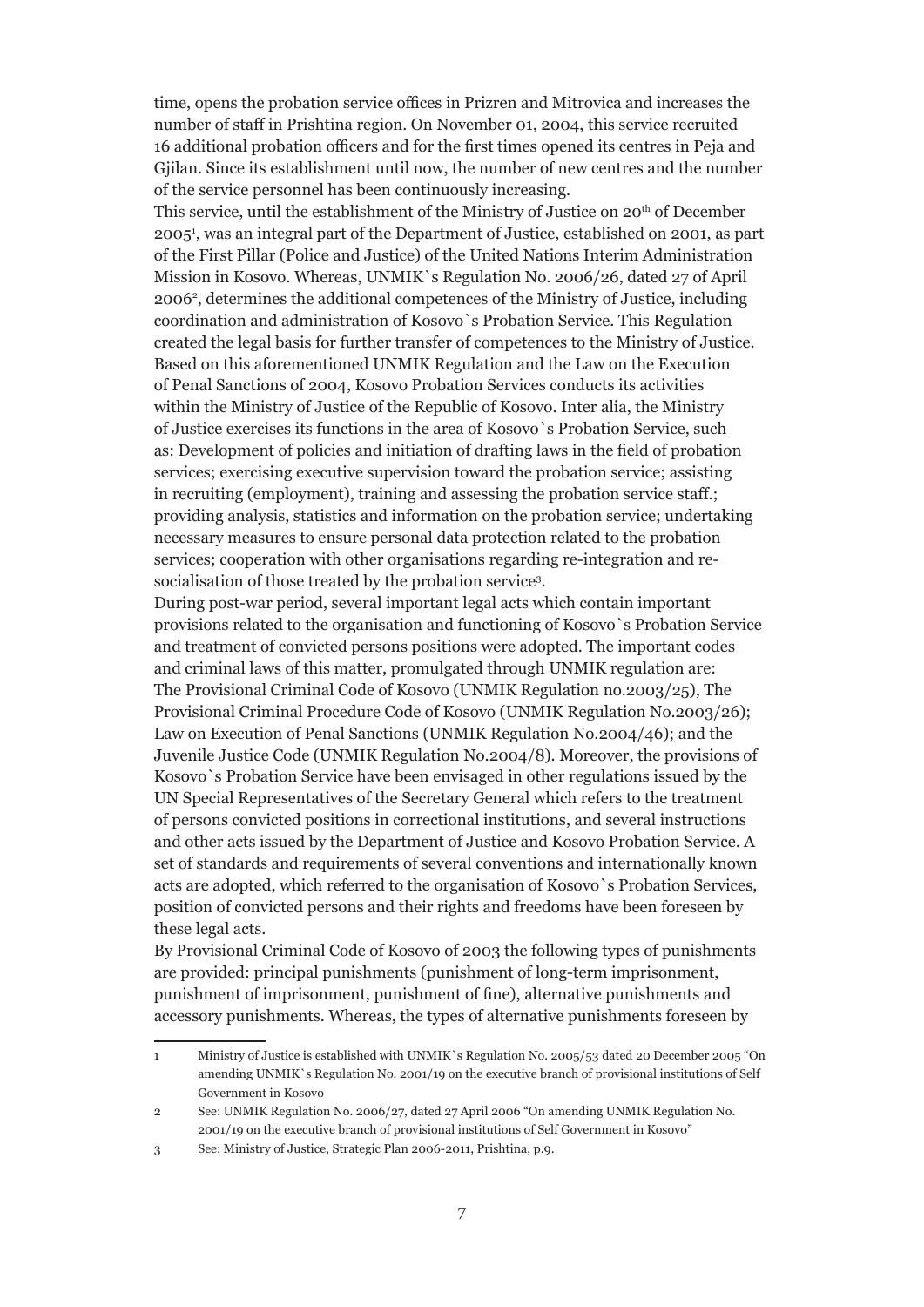time, opens the probation service offices in Prizren and Mitrovica and increases the number of staff in Prishtina region. On November 01, 2004, this service recruited 16 additional probation officers and for the first times opened its centres in Peja and Gjilan. Since its establishment until now, the number of new centres and the number of the service personnel has been continuously increasing.

This service, until the establishment of the Ministry of Justice on 20th of December 2005[1], was an integral part of the Department of Justice, established on 2001, as part of the First Pillar (Police and Justice) of the United Nations Interim Administration Mission in Kosovo. Whereas, UNMIK`s Regulation No. 2006/26, dated 27 of April 2006[2], determines the additional competences of the Ministry of Justice, including coordination and administration of Kosovo`s Probation Service. This Regulation created the legal basis for further transfer of competences to the Ministry of Justice. Based on this aforementioned UNMIK Regulation and the Law on the Execution of Penal Sanctions of 2004, Kosovo Probation Services conducts its activities within the Ministry of Justice of the Republic of Kosovo. Inter alia, the Ministry of Justice exercises its functions in the area of Kosovo`s Probation Service, such as: Development of policies and initiation of drafting laws in the field of probation services; exercising executive supervision toward the probation service; assisting in recruiting (employment), training and assessing the probation service staff.; providing analysis, statistics and information on the probation service; undertaking necessary measures to ensure personal data protection related to the probation services; cooperation with other organisations regarding re-integration and re-socialisation of those treated by the probation service[3].

During post-war period, several important legal acts which contain important provisions related to the organisation and functioning of Kosovo`s Probation Service and treatment of convicted persons positions were adopted. The important codes and criminal laws of this matter, promulgated through UNMIK regulation are: The Provisional Criminal Code of Kosovo (UNMIK Regulation no.2003/25), The Provisional Criminal Procedure Code of Kosovo (UNMIK Regulation No.2003/26); Law on Execution of Penal Sanctions (UNMIK Regulation No.2004/46); and the Juvenile Justice Code (UNMIK Regulation No.2004/8). Moreover, the provisions of Kosovo`s Probation Service have been envisaged in other regulations issued by the UN Special Representatives of the Secretary General which refers to the treatment of persons convicted positions in correctional institutions, and several instructions and other acts issued by the Department of Justice and Kosovo Probation Service. A set of standards and requirements of several conventions and internationally known acts are adopted, which referred to the organisation of Kosovo`s Probation Services, position of convicted persons and their rights and freedoms have been foreseen by these legal acts.

By Provisional Criminal Code of Kosovo of 2003 the following types of punishments are provided: principal punishments (punishment of long-term imprisonment, punishment of imprisonment, punishment of fine), alternative punishments and accessory punishments. Whereas, the types of alternative punishments foreseen by

---

1 Ministry of Justice is established with UNMIK`s Regulation No. 2005/53 dated 20 December 2005 "On amending UNMIK`s Regulation No. 2001/19 on the executive branch of provisional institutions of Self Government in Kosovo

2 See: UNMIK Regulation No. 2006/27, dated 27 April 2006 "On amending UNMIK Regulation No. 2001/19 on the executive branch of provisional institutions of Self Government in Kosovo"

3 See: Ministry of Justice, Strategic Plan 2006-2011, Prishtina, p.9.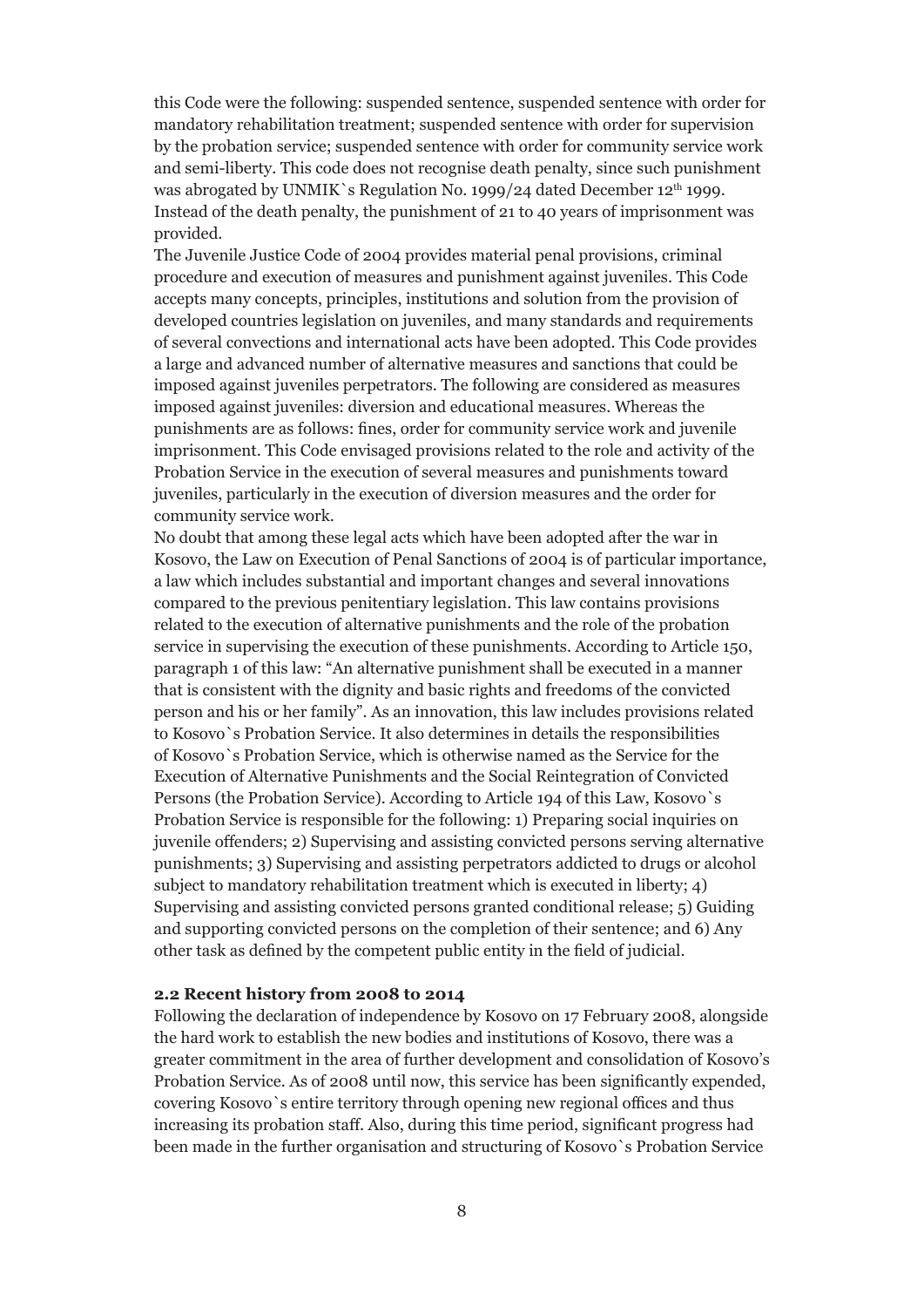this Code were the following: suspended sentence, suspended sentence with order for mandatory rehabilitation treatment; suspended sentence with order for supervision by the probation service; suspended sentence with order for community service work and semi-liberty. This code does not recognise death penalty, since such punishment was abrogated by UNMIK`s Regulation No. 1999/24 dated December 12th 1999. Instead of the death penalty, the punishment of 21 to 40 years of imprisonment was provided.

The Juvenile Justice Code of 2004 provides material penal provisions, criminal procedure and execution of measures and punishment against juveniles. This Code accepts many concepts, principles, institutions and solution from the provision of developed countries legislation on juveniles, and many standards and requirements of several convections and international acts have been adopted. This Code provides a large and advanced number of alternative measures and sanctions that could be imposed against juveniles perpetrators. The following are considered as measures imposed against juveniles: diversion and educational measures. Whereas the punishments are as follows: fines, order for community service work and juvenile imprisonment. This Code envisaged provisions related to the role and activity of the Probation Service in the execution of several measures and punishments toward juveniles, particularly in the execution of diversion measures and the order for community service work.

No doubt that among these legal acts which have been adopted after the war in Kosovo, the Law on Execution of Penal Sanctions of 2004 is of particular importance, a law which includes substantial and important changes and several innovations compared to the previous penitentiary legislation. This law contains provisions related to the execution of alternative punishments and the role of the probation service in supervising the execution of these punishments. According to Article 150, paragraph 1 of this law: "An alternative punishment shall be executed in a manner that is consistent with the dignity and basic rights and freedoms of the convicted person and his or her family". As an innovation, this law includes provisions related to Kosovo`s Probation Service. It also determines in details the responsibilities of Kosovo`s Probation Service, which is otherwise named as the Service for the Execution of Alternative Punishments and the Social Reintegration of Convicted Persons (the Probation Service). According to Article 194 of this Law, Kosovo`s Probation Service is responsible for the following: 1) Preparing social inquiries on juvenile offenders; 2) Supervising and assisting convicted persons serving alternative punishments; 3) Supervising and assisting perpetrators addicted to drugs or alcohol subject to mandatory rehabilitation treatment which is executed in liberty; 4) Supervising and assisting convicted persons granted conditional release; 5) Guiding and supporting convicted persons on the completion of their sentence; and 6) Any other task as defined by the competent public entity in the field of judicial.

### 2.2 Recent history from 2008 to 2014

Following the declaration of independence by Kosovo on 17 February 2008, alongside the hard work to establish the new bodies and institutions of Kosovo, there was a greater commitment in the area of further development and consolidation of Kosovo's Probation Service. As of 2008 until now, this service has been significantly expended, covering Kosovo`s entire territory through opening new regional offices and thus increasing its probation staff. Also, during this time period, significant progress had been made in the further organisation and structuring of Kosovo`s Probation Service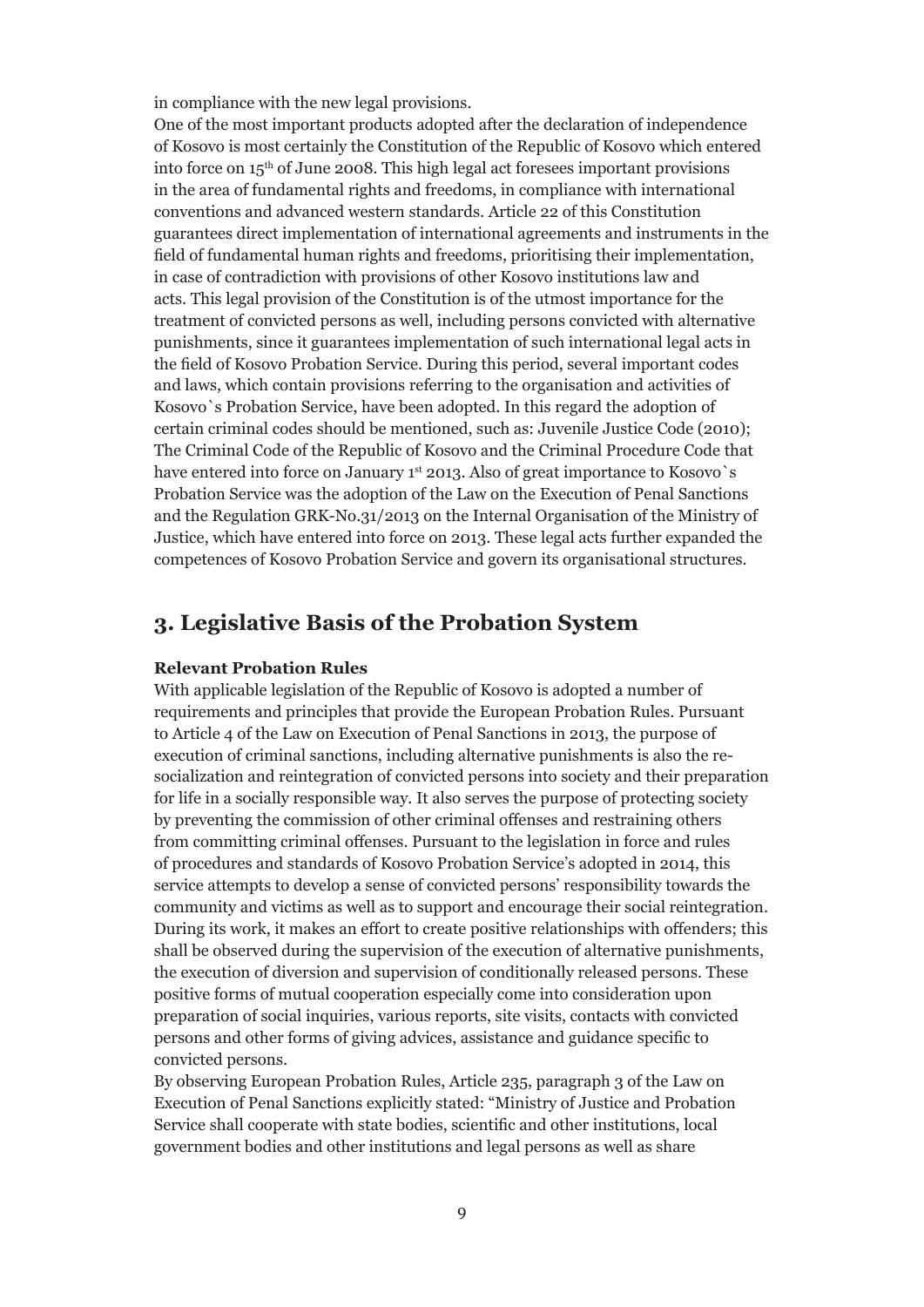in compliance with the new legal provisions.

One of the most important products adopted after the declaration of independence of Kosovo is most certainly the Constitution of the Republic of Kosovo which entered into force on 15th of June 2008. This high legal act foresees important provisions in the area of fundamental rights and freedoms, in compliance with international conventions and advanced western standards. Article 22 of this Constitution guarantees direct implementation of international agreements and instruments in the field of fundamental human rights and freedoms, prioritising their implementation, in case of contradiction with provisions of other Kosovo institutions law and acts. This legal provision of the Constitution is of the utmost importance for the treatment of convicted persons as well, including persons convicted with alternative punishments, since it guarantees implementation of such international legal acts in the field of Kosovo Probation Service. During this period, several important codes and laws, which contain provisions referring to the organisation and activities of Kosovo`s Probation Service, have been adopted. In this regard the adoption of certain criminal codes should be mentioned, such as: Juvenile Justice Code (2010); The Criminal Code of the Republic of Kosovo and the Criminal Procedure Code that have entered into force on January 1st 2013. Also of great importance to Kosovo`s Probation Service was the adoption of the Law on the Execution of Penal Sanctions and the Regulation GRK-No.31/2013 on the Internal Organisation of the Ministry of Justice, which have entered into force on 2013. These legal acts further expanded the competences of Kosovo Probation Service and govern its organisational structures.

## 3. Legislative Basis of the Probation System

**Relevant Probation Rules**

With applicable legislation of the Republic of Kosovo is adopted a number of requirements and principles that provide the European Probation Rules. Pursuant to Article 4 of the Law on Execution of Penal Sanctions in 2013, the purpose of execution of criminal sanctions, including alternative punishments is also the re-socialization and reintegration of convicted persons into society and their preparation for life in a socially responsible way. It also serves the purpose of protecting society by preventing the commission of other criminal offenses and restraining others from committing criminal offenses. Pursuant to the legislation in force and rules of procedures and standards of Kosovo Probation Service's adopted in 2014, this service attempts to develop a sense of convicted persons' responsibility towards the community and victims as well as to support and encourage their social reintegration. During its work, it makes an effort to create positive relationships with offenders; this shall be observed during the supervision of the execution of alternative punishments, the execution of diversion and supervision of conditionally released persons. These positive forms of mutual cooperation especially come into consideration upon preparation of social inquiries, various reports, site visits, contacts with convicted persons and other forms of giving advices, assistance and guidance specific to convicted persons.

By observing European Probation Rules, Article 235, paragraph 3 of the Law on Execution of Penal Sanctions explicitly stated: "Ministry of Justice and Probation Service shall cooperate with state bodies, scientific and other institutions, local government bodies and other institutions and legal persons as well as share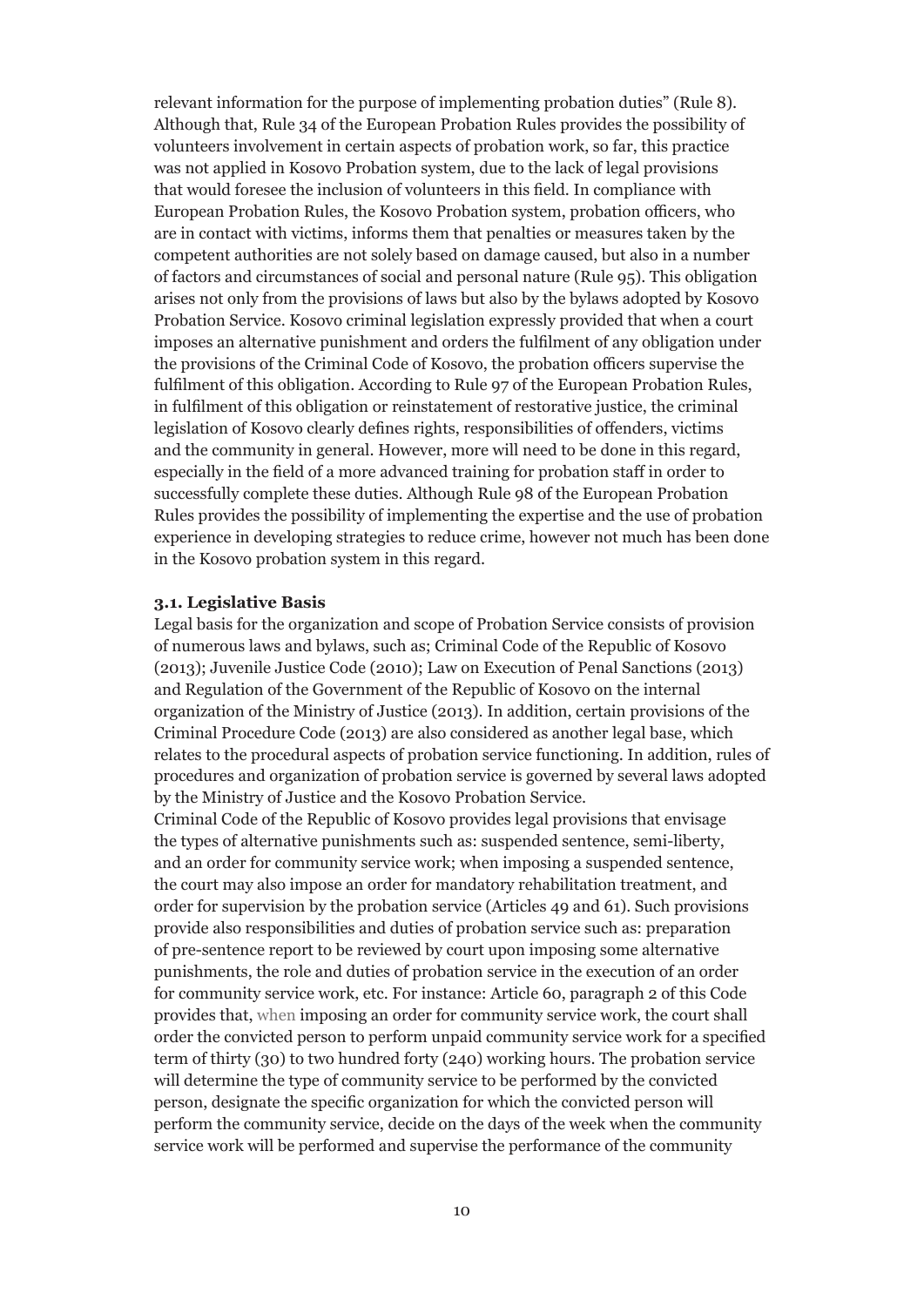relevant information for the purpose of implementing probation duties" (Rule 8). Although that, Rule 34 of the European Probation Rules provides the possibility of volunteers involvement in certain aspects of probation work, so far, this practice was not applied in Kosovo Probation system, due to the lack of legal provisions that would foresee the inclusion of volunteers in this field. In compliance with European Probation Rules, the Kosovo Probation system, probation officers, who are in contact with victims, informs them that penalties or measures taken by the competent authorities are not solely based on damage caused, but also in a number of factors and circumstances of social and personal nature (Rule 95). This obligation arises not only from the provisions of laws but also by the bylaws adopted by Kosovo Probation Service. Kosovo criminal legislation expressly provided that when a court imposes an alternative punishment and orders the fulfilment of any obligation under the provisions of the Criminal Code of Kosovo, the probation officers supervise the fulfilment of this obligation. According to Rule 97 of the European Probation Rules, in fulfilment of this obligation or reinstatement of restorative justice, the criminal legislation of Kosovo clearly defines rights, responsibilities of offenders, victims and the community in general. However, more will need to be done in this regard, especially in the field of a more advanced training for probation staff in order to successfully complete these duties. Although Rule 98 of the European Probation Rules provides the possibility of implementing the expertise and the use of probation experience in developing strategies to reduce crime, however not much has been done in the Kosovo probation system in this regard.

### 3.1. Legislative Basis

Legal basis for the organization and scope of Probation Service consists of provision of numerous laws and bylaws, such as; Criminal Code of the Republic of Kosovo (2013); Juvenile Justice Code (2010); Law on Execution of Penal Sanctions (2013) and Regulation of the Government of the Republic of Kosovo on the internal organization of the Ministry of Justice (2013). In addition, certain provisions of the Criminal Procedure Code (2013) are also considered as another legal base, which relates to the procedural aspects of probation service functioning. In addition, rules of procedures and organization of probation service is governed by several laws adopted by the Ministry of Justice and the Kosovo Probation Service.

Criminal Code of the Republic of Kosovo provides legal provisions that envisage the types of alternative punishments such as: suspended sentence, semi-liberty, and an order for community service work; when imposing a suspended sentence, the court may also impose an order for mandatory rehabilitation treatment, and order for supervision by the probation service (Articles 49 and 61). Such provisions provide also responsibilities and duties of probation service such as: preparation of pre-sentence report to be reviewed by court upon imposing some alternative punishments, the role and duties of probation service in the execution of an order for community service work, etc. For instance: Article 60, paragraph 2 of this Code provides that, when imposing an order for community service work, the court shall order the convicted person to perform unpaid community service work for a specified term of thirty (30) to two hundred forty (240) working hours. The probation service will determine the type of community service to be performed by the convicted person, designate the specific organization for which the convicted person will perform the community service, decide on the days of the week when the community service work will be performed and supervise the performance of the community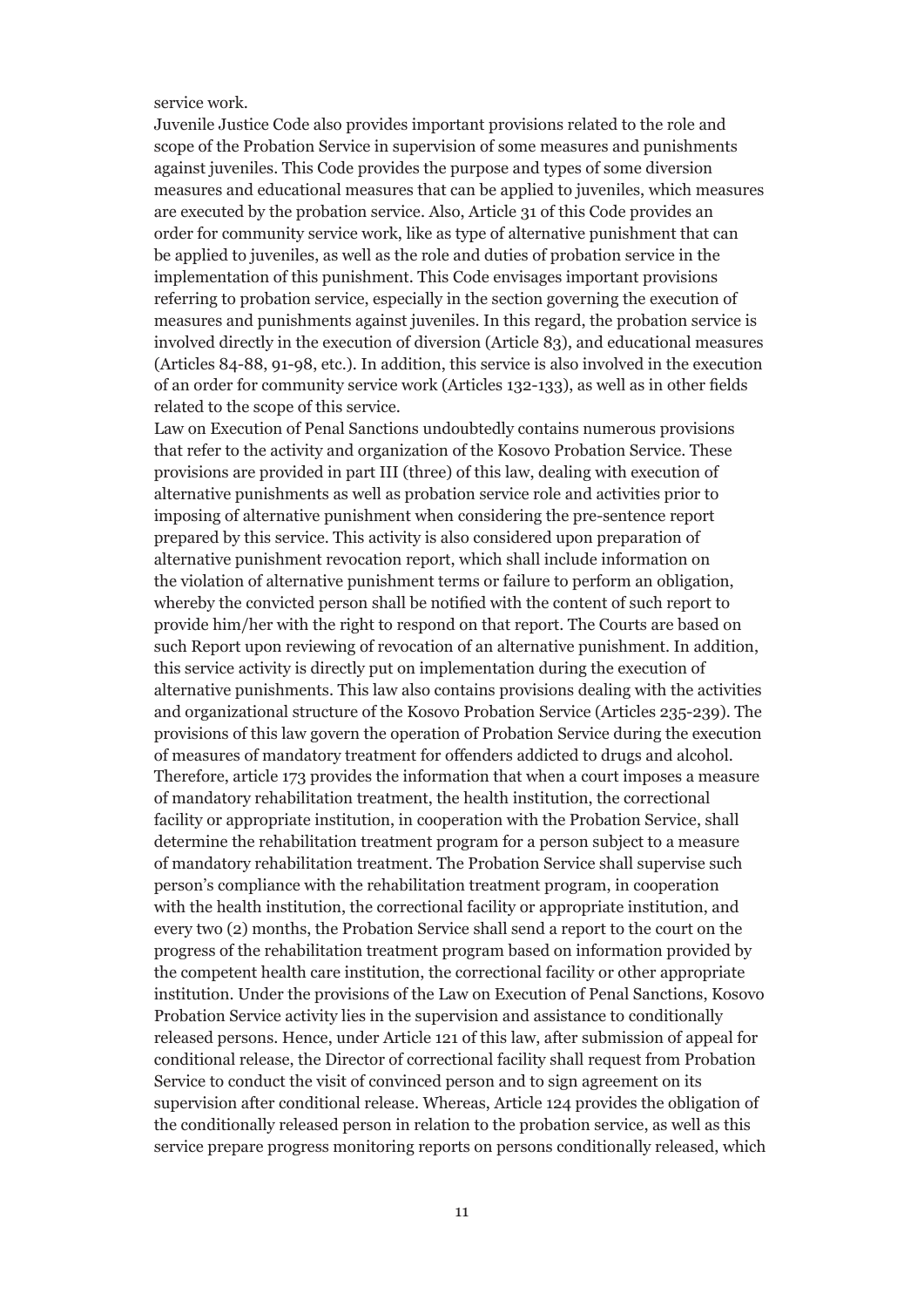service work.

Juvenile Justice Code also provides important provisions related to the role and scope of the Probation Service in supervision of some measures and punishments against juveniles. This Code provides the purpose and types of some diversion measures and educational measures that can be applied to juveniles, which measures are executed by the probation service. Also, Article 31 of this Code provides an order for community service work, like as type of alternative punishment that can be applied to juveniles, as well as the role and duties of probation service in the implementation of this punishment. This Code envisages important provisions referring to probation service, especially in the section governing the execution of measures and punishments against juveniles. In this regard, the probation service is involved directly in the execution of diversion (Article 83), and educational measures (Articles 84-88, 91-98, etc.). In addition, this service is also involved in the execution of an order for community service work (Articles 132-133), as well as in other fields related to the scope of this service.

Law on Execution of Penal Sanctions undoubtedly contains numerous provisions that refer to the activity and organization of the Kosovo Probation Service. These provisions are provided in part III (three) of this law, dealing with execution of alternative punishments as well as probation service role and activities prior to imposing of alternative punishment when considering the pre-sentence report prepared by this service. This activity is also considered upon preparation of alternative punishment revocation report, which shall include information on the violation of alternative punishment terms or failure to perform an obligation, whereby the convicted person shall be notified with the content of such report to provide him/her with the right to respond on that report. The Courts are based on such Report upon reviewing of revocation of an alternative punishment. In addition, this service activity is directly put on implementation during the execution of alternative punishments. This law also contains provisions dealing with the activities and organizational structure of the Kosovo Probation Service (Articles 235-239). The provisions of this law govern the operation of Probation Service during the execution of measures of mandatory treatment for offenders addicted to drugs and alcohol. Therefore, article 173 provides the information that when a court imposes a measure of mandatory rehabilitation treatment, the health institution, the correctional facility or appropriate institution, in cooperation with the Probation Service, shall determine the rehabilitation treatment program for a person subject to a measure of mandatory rehabilitation treatment. The Probation Service shall supervise such person's compliance with the rehabilitation treatment program, in cooperation with the health institution, the correctional facility or appropriate institution, and every two (2) months, the Probation Service shall send a report to the court on the progress of the rehabilitation treatment program based on information provided by the competent health care institution, the correctional facility or other appropriate institution. Under the provisions of the Law on Execution of Penal Sanctions, Kosovo Probation Service activity lies in the supervision and assistance to conditionally released persons. Hence, under Article 121 of this law, after submission of appeal for conditional release, the Director of correctional facility shall request from Probation Service to conduct the visit of convinced person and to sign agreement on its supervision after conditional release. Whereas, Article 124 provides the obligation of the conditionally released person in relation to the probation service, as well as this service prepare progress monitoring reports on persons conditionally released, which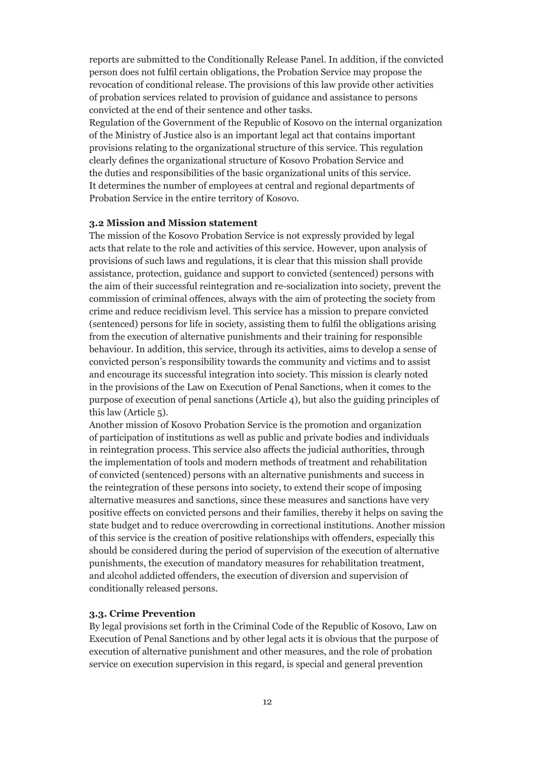reports are submitted to the Conditionally Release Panel. In addition, if the convicted person does not fulfil certain obligations, the Probation Service may propose the revocation of conditional release. The provisions of this law provide other activities of probation services related to provision of guidance and assistance to persons convicted at the end of their sentence and other tasks.

Regulation of the Government of the Republic of Kosovo on the internal organization of the Ministry of Justice also is an important legal act that contains important provisions relating to the organizational structure of this service. This regulation clearly defines the organizational structure of Kosovo Probation Service and the duties and responsibilities of the basic organizational units of this service. It determines the number of employees at central and regional departments of Probation Service in the entire territory of Kosovo.

### 3.2 Mission and Mission statement

The mission of the Kosovo Probation Service is not expressly provided by legal acts that relate to the role and activities of this service. However, upon analysis of provisions of such laws and regulations, it is clear that this mission shall provide assistance, protection, guidance and support to convicted (sentenced) persons with the aim of their successful reintegration and re-socialization into society, prevent the commission of criminal offences, always with the aim of protecting the society from crime and reduce recidivism level. This service has a mission to prepare convicted (sentenced) persons for life in society, assisting them to fulfil the obligations arising from the execution of alternative punishments and their training for responsible behaviour. In addition, this service, through its activities, aims to develop a sense of convicted person's responsibility towards the community and victims and to assist and encourage its successful integration into society. This mission is clearly noted in the provisions of the Law on Execution of Penal Sanctions, when it comes to the purpose of execution of penal sanctions (Article 4), but also the guiding principles of this law (Article 5).

Another mission of Kosovo Probation Service is the promotion and organization of participation of institutions as well as public and private bodies and individuals in reintegration process. This service also affects the judicial authorities, through the implementation of tools and modern methods of treatment and rehabilitation of convicted (sentenced) persons with an alternative punishments and success in the reintegration of these persons into society, to extend their scope of imposing alternative measures and sanctions, since these measures and sanctions have very positive effects on convicted persons and their families, thereby it helps on saving the state budget and to reduce overcrowding in correctional institutions. Another mission of this service is the creation of positive relationships with offenders, especially this should be considered during the period of supervision of the execution of alternative punishments, the execution of mandatory measures for rehabilitation treatment, and alcohol addicted offenders, the execution of diversion and supervision of conditionally released persons.

### 3.3. Crime Prevention

By legal provisions set forth in the Criminal Code of the Republic of Kosovo, Law on Execution of Penal Sanctions and by other legal acts it is obvious that the purpose of execution of alternative punishment and other measures, and the role of probation service on execution supervision in this regard, is special and general prevention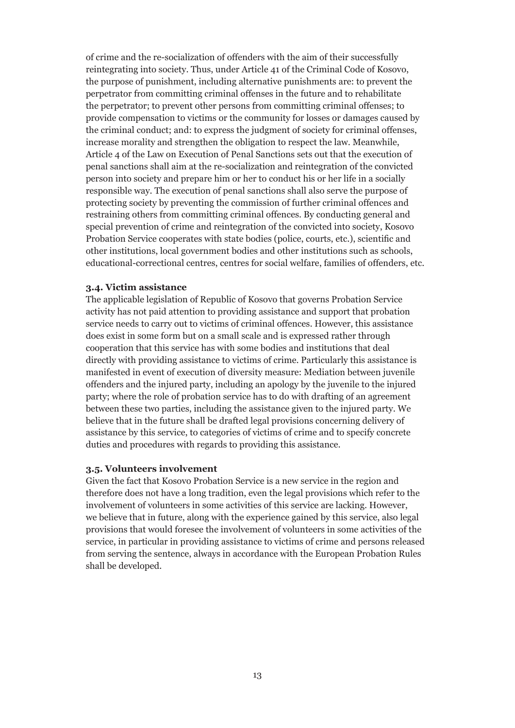of crime and the re-socialization of offenders with the aim of their successfully reintegrating into society. Thus, under Article 41 of the Criminal Code of Kosovo, the purpose of punishment, including alternative punishments are: to prevent the perpetrator from committing criminal offenses in the future and to rehabilitate the perpetrator; to prevent other persons from committing criminal offenses; to provide compensation to victims or the community for losses or damages caused by the criminal conduct; and: to express the judgment of society for criminal offenses, increase morality and strengthen the obligation to respect the law. Meanwhile, Article 4 of the Law on Execution of Penal Sanctions sets out that the execution of penal sanctions shall aim at the re-socialization and reintegration of the convicted person into society and prepare him or her to conduct his or her life in a socially responsible way. The execution of penal sanctions shall also serve the purpose of protecting society by preventing the commission of further criminal offences and restraining others from committing criminal offences. By conducting general and special prevention of crime and reintegration of the convicted into society, Kosovo Probation Service cooperates with state bodies (police, courts, etc.), scientific and other institutions, local government bodies and other institutions such as schools, educational-correctional centres, centres for social welfare, families of offenders, etc.

### 3.4. Victim assistance

The applicable legislation of Republic of Kosovo that governs Probation Service activity has not paid attention to providing assistance and support that probation service needs to carry out to victims of criminal offences. However, this assistance does exist in some form but on a small scale and is expressed rather through cooperation that this service has with some bodies and institutions that deal directly with providing assistance to victims of crime. Particularly this assistance is manifested in event of execution of diversity measure: Mediation between juvenile offenders and the injured party, including an apology by the juvenile to the injured party; where the role of probation service has to do with drafting of an agreement between these two parties, including the assistance given to the injured party. We believe that in the future shall be drafted legal provisions concerning delivery of assistance by this service, to categories of victims of crime and to specify concrete duties and procedures with regards to providing this assistance.

### 3.5. Volunteers involvement

Given the fact that Kosovo Probation Service is a new service in the region and therefore does not have a long tradition, even the legal provisions which refer to the involvement of volunteers in some activities of this service are lacking. However, we believe that in future, along with the experience gained by this service, also legal provisions that would foresee the involvement of volunteers in some activities of the service, in particular in providing assistance to victims of crime and persons released from serving the sentence, always in accordance with the European Probation Rules shall be developed.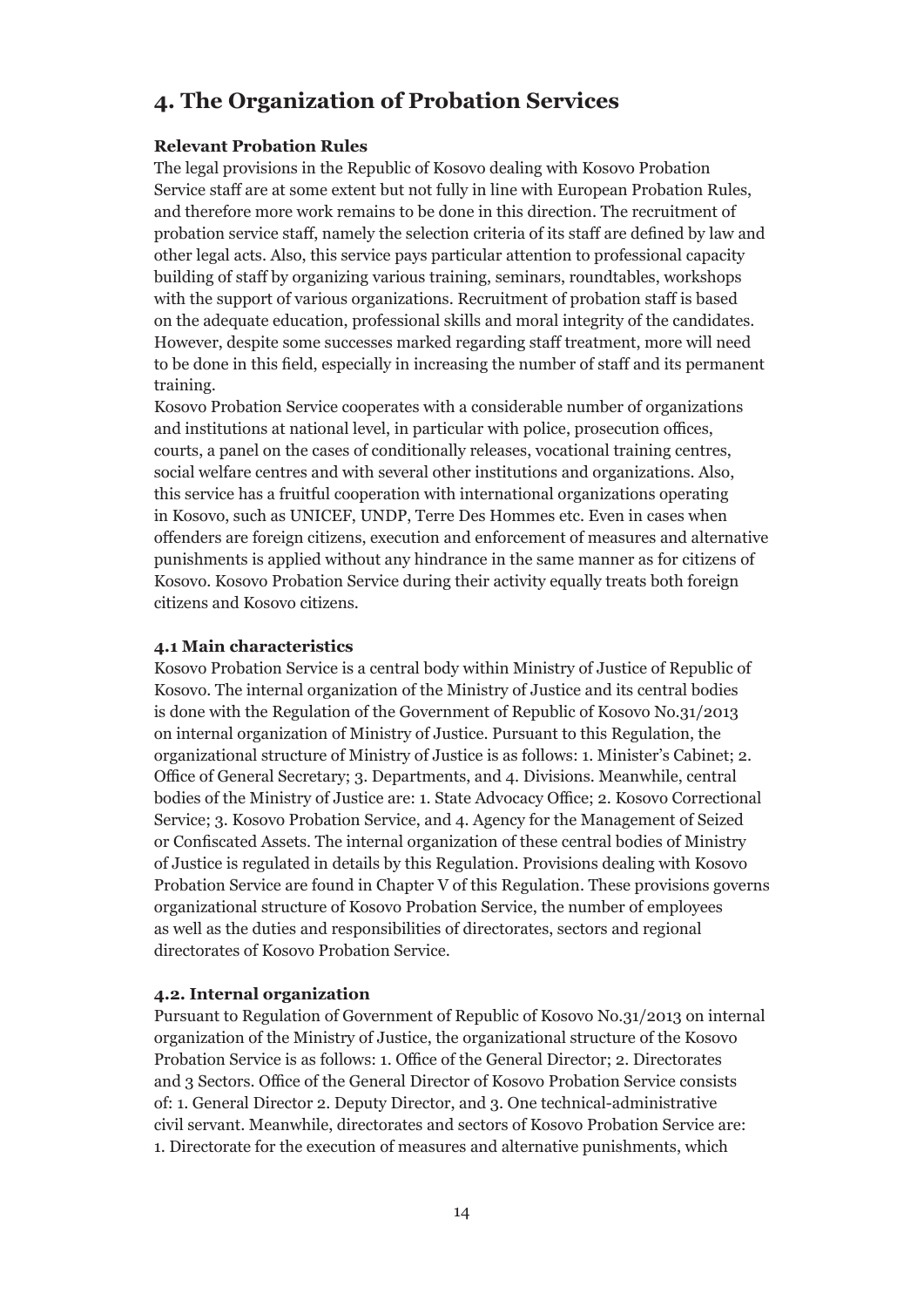## 4. The Organization of Probation Services

**Relevant Probation Rules**

The legal provisions in the Republic of Kosovo dealing with Kosovo Probation Service staff are at some extent but not fully in line with European Probation Rules, and therefore more work remains to be done in this direction. The recruitment of probation service staff, namely the selection criteria of its staff are defined by law and other legal acts. Also, this service pays particular attention to professional capacity building of staff by organizing various training, seminars, roundtables, workshops with the support of various organizations. Recruitment of probation staff is based on the adequate education, professional skills and moral integrity of the candidates. However, despite some successes marked regarding staff treatment, more will need to be done in this field, especially in increasing the number of staff and its permanent training.

Kosovo Probation Service cooperates with a considerable number of organizations and institutions at national level, in particular with police, prosecution offices, courts, a panel on the cases of conditionally releases, vocational training centres, social welfare centres and with several other institutions and organizations. Also, this service has a fruitful cooperation with international organizations operating in Kosovo, such as UNICEF, UNDP, Terre Des Hommes etc. Even in cases when offenders are foreign citizens, execution and enforcement of measures and alternative punishments is applied without any hindrance in the same manner as for citizens of Kosovo. Kosovo Probation Service during their activity equally treats both foreign citizens and Kosovo citizens.

### 4.1 Main characteristics

Kosovo Probation Service is a central body within Ministry of Justice of Republic of Kosovo. The internal organization of the Ministry of Justice and its central bodies is done with the Regulation of the Government of Republic of Kosovo No.31/2013 on internal organization of Ministry of Justice. Pursuant to this Regulation, the organizational structure of Ministry of Justice is as follows: 1. Minister's Cabinet; 2. Office of General Secretary; 3. Departments, and 4. Divisions. Meanwhile, central bodies of the Ministry of Justice are: 1. State Advocacy Office; 2. Kosovo Correctional Service; 3. Kosovo Probation Service, and 4. Agency for the Management of Seized or Confiscated Assets. The internal organization of these central bodies of Ministry of Justice is regulated in details by this Regulation. Provisions dealing with Kosovo Probation Service are found in Chapter V of this Regulation. These provisions governs organizational structure of Kosovo Probation Service, the number of employees as well as the duties and responsibilities of directorates, sectors and regional directorates of Kosovo Probation Service.

### 4.2. Internal organization

Pursuant to Regulation of Government of Republic of Kosovo No.31/2013 on internal organization of the Ministry of Justice, the organizational structure of the Kosovo Probation Service is as follows: 1. Office of the General Director; 2. Directorates and 3 Sectors. Office of the General Director of Kosovo Probation Service consists of: 1. General Director 2. Deputy Director, and 3. One technical-administrative civil servant. Meanwhile, directorates and sectors of Kosovo Probation Service are: 1. Directorate for the execution of measures and alternative punishments, which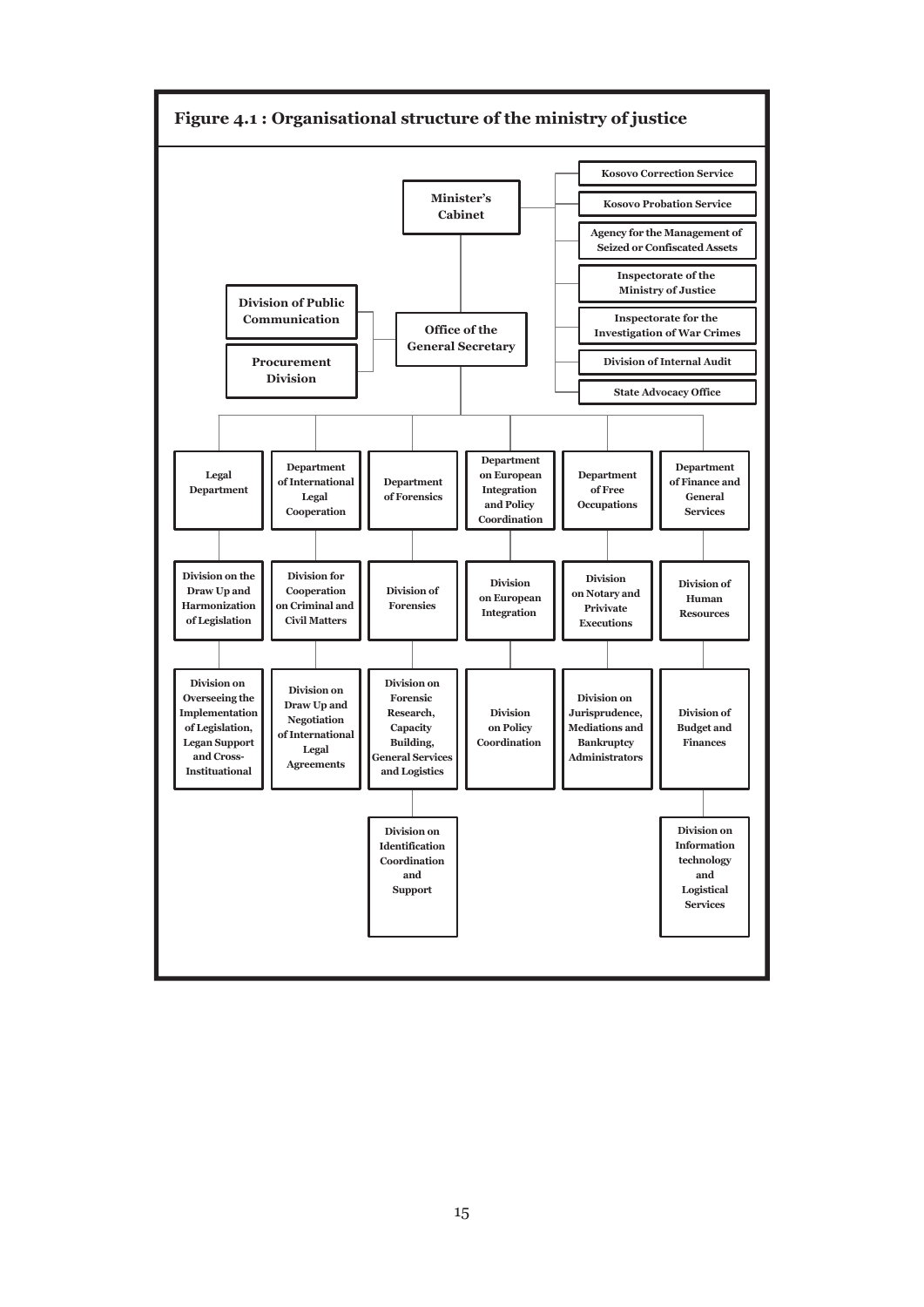**Figure 4.1 : Organisational structure of the ministry of justice**

- **Minister's Cabinet**
  - Kosovo Correction Service
  - Kosovo Probation Service
  - Agency for the Management of Seized or Confiscated Assets
  - Inspectorate of the Ministry of Justice
  - Inspectorate for the Investigation of War Crimes
  - Division of Internal Audit
  - State Advocacy Office
  - **Office of the General Secretary**
    - Division of Public Communication
    - Procurement Division
    - **Legal Department**
      - Division on the Draw Up and Harmonization of Legislation
      - Division on Overseeing the Implementation of Legislation, Legan Support and Cross-Instituational
    - **Department of International Legal Cooperation**
      - Division for Cooperation on Criminal and Civil Matters
      - Division on Draw Up and Negotiation of International Legal Agreements
    - **Department of Forensics**
      - Division of Forensies
      - Division on Forensic Research, Capacity Building, General Services and Logistics
      - Division on Identification Coordination and Support
    - **Department on European Integration and Policy Coordination**
      - Division on European Integration
      - Division on Policy Coordination
    - **Department of Free Occupations**
      - Division on Notary and Privivate Executions
      - Division on Jurisprudence, Mediations and Bankruptcy Administrators
    - **Department of Finance and General Services**
      - Division of Human Resources
      - Division of Budget and Finances
      - Division on Information technology and Logistical Services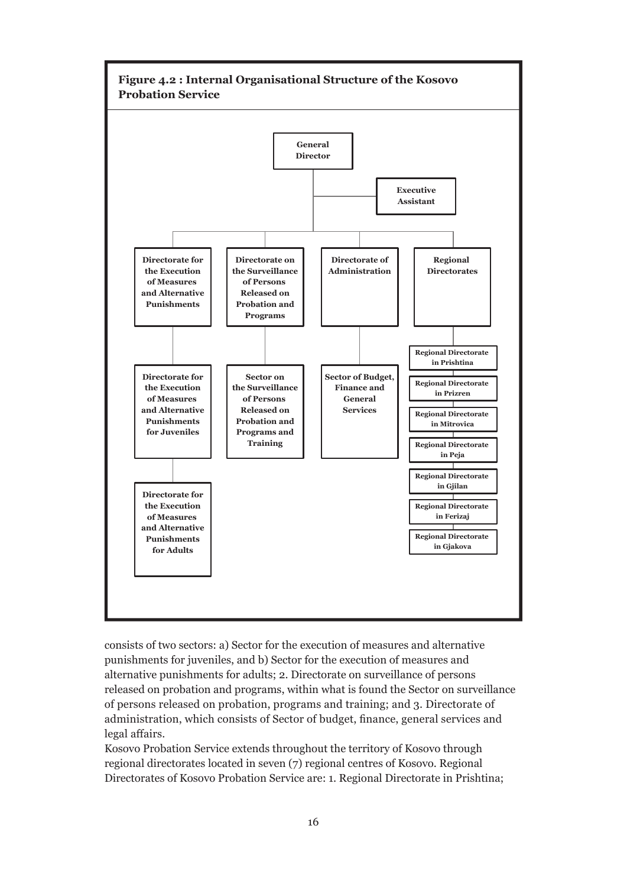**Figure 4.2 : Internal Organisational Structure of the Kosovo Probation Service**

- **General Director**
  - **Executive Assistant**
  - **Directorate for the Execution of Measures and Alternative Punishments**
    - **Directorate for the Execution of Measures and Alternative Punishments for Juveniles**
    - **Directorate for the Execution of Measures and Alternative Punishments for Adults**
  - **Directorate on the Surveillance of Persons Released on Probation and Programs**
    - **Sector on the Surveillance of Persons Released on Probation and Programs and Training**
  - **Directorate of Administration**
    - **Sector of Budget, Finance and General Services**
  - **Regional Directorates**
    - **Regional Directorate in Prishtina**
    - **Regional Directorate in Prizren**
    - **Regional Directorate in Mitrovica**
    - **Regional Directorate in Peja**
    - **Regional Directorate in Gjilan**
    - **Regional Directorate in Ferizaj**
    - **Regional Directorate in Gjakova**

consists of two sectors: a) Sector for the execution of measures and alternative punishments for juveniles, and b) Sector for the execution of measures and alternative punishments for adults; 2. Directorate on surveillance of persons released on probation and programs, within what is found the Sector on surveillance of persons released on probation, programs and training; and 3. Directorate of administration, which consists of Sector of budget, finance, general services and legal affairs.

Kosovo Probation Service extends throughout the territory of Kosovo through regional directorates located in seven (7) regional centres of Kosovo. Regional Directorates of Kosovo Probation Service are: 1. Regional Directorate in Prishtina;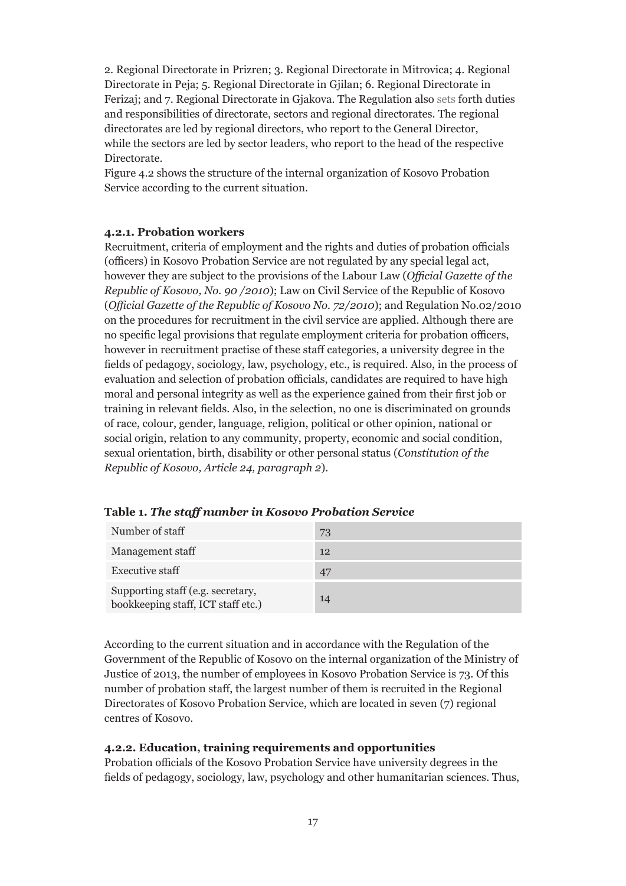2. Regional Directorate in Prizren; 3. Regional Directorate in Mitrovica; 4. Regional Directorate in Peja; 5. Regional Directorate in Gjilan; 6. Regional Directorate in Ferizaj; and 7. Regional Directorate in Gjakova. The Regulation also sets forth duties and responsibilities of directorate, sectors and regional directorates. The regional directorates are led by regional directors, who report to the General Director, while the sectors are led by sector leaders, who report to the head of the respective Directorate.

Figure 4.2 shows the structure of the internal organization of Kosovo Probation Service according to the current situation.

#### 4.2.1. Probation workers

Recruitment, criteria of employment and the rights and duties of probation officials (officers) in Kosovo Probation Service are not regulated by any special legal act, however they are subject to the provisions of the Labour Law (*Official Gazette of the Republic of Kosovo, No. 90 /2010*); Law on Civil Service of the Republic of Kosovo (*Official Gazette of the Republic of Kosovo No. 72/2010*); and Regulation No.02/2010 on the procedures for recruitment in the civil service are applied. Although there are no specific legal provisions that regulate employment criteria for probation officers, however in recruitment practise of these staff categories, a university degree in the fields of pedagogy, sociology, law, psychology, etc., is required. Also, in the process of evaluation and selection of probation officials, candidates are required to have high moral and personal integrity as well as the experience gained from their first job or training in relevant fields. Also, in the selection, no one is discriminated on grounds of race, colour, gender, language, religion, political or other opinion, national or social origin, relation to any community, property, economic and social condition, sexual orientation, birth, disability or other personal status (*Constitution of the Republic of Kosovo, Article 24, paragraph 2*).

**Table 1. *The staff number in Kosovo Probation Service***

| Number of staff | 73 |
|---|---|
| Management staff | 12 |
| Executive staff | 47 |
| Supporting staff (e.g. secretary, bookkeeping staff, ICT staff etc.) | 14 |

According to the current situation and in accordance with the Regulation of the Government of the Republic of Kosovo on the internal organization of the Ministry of Justice of 2013, the number of employees in Kosovo Probation Service is 73. Of this number of probation staff, the largest number of them is recruited in the Regional Directorates of Kosovo Probation Service, which are located in seven (7) regional centres of Kosovo.

#### 4.2.2. Education, training requirements and opportunities

Probation officials of the Kosovo Probation Service have university degrees in the fields of pedagogy, sociology, law, psychology and other humanitarian sciences. Thus,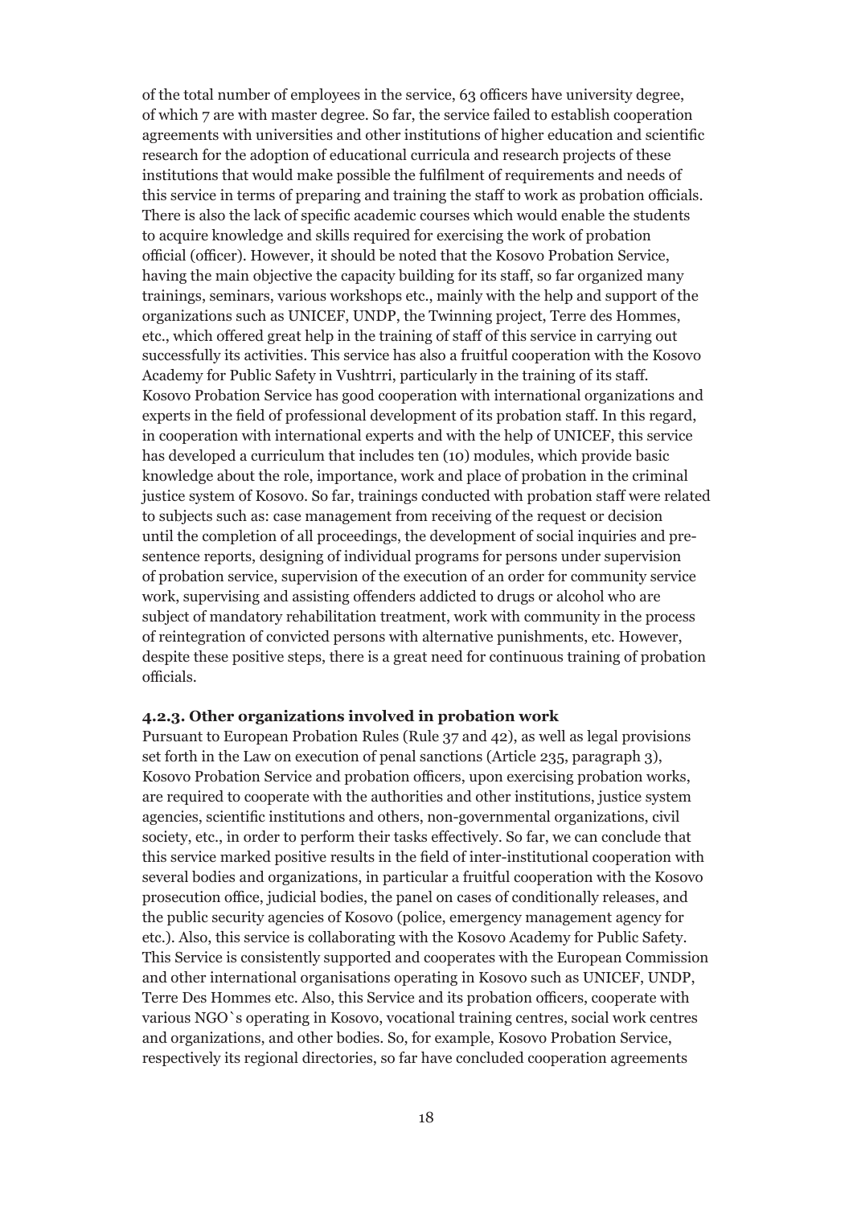of the total number of employees in the service, 63 officers have university degree, of which 7 are with master degree. So far, the service failed to establish cooperation agreements with universities and other institutions of higher education and scientific research for the adoption of educational curricula and research projects of these institutions that would make possible the fulfilment of requirements and needs of this service in terms of preparing and training the staff to work as probation officials. There is also the lack of specific academic courses which would enable the students to acquire knowledge and skills required for exercising the work of probation official (officer). However, it should be noted that the Kosovo Probation Service, having the main objective the capacity building for its staff, so far organized many trainings, seminars, various workshops etc., mainly with the help and support of the organizations such as UNICEF, UNDP, the Twinning project, Terre des Hommes, etc., which offered great help in the training of staff of this service in carrying out successfully its activities. This service has also a fruitful cooperation with the Kosovo Academy for Public Safety in Vushtrri, particularly in the training of its staff. Kosovo Probation Service has good cooperation with international organizations and experts in the field of professional development of its probation staff. In this regard, in cooperation with international experts and with the help of UNICEF, this service has developed a curriculum that includes ten (10) modules, which provide basic knowledge about the role, importance, work and place of probation in the criminal justice system of Kosovo. So far, trainings conducted with probation staff were related to subjects such as: case management from receiving of the request or decision until the completion of all proceedings, the development of social inquiries and pre-sentence reports, designing of individual programs for persons under supervision of probation service, supervision of the execution of an order for community service work, supervising and assisting offenders addicted to drugs or alcohol who are subject of mandatory rehabilitation treatment, work with community in the process of reintegration of convicted persons with alternative punishments, etc. However, despite these positive steps, there is a great need for continuous training of probation officials.

#### 4.2.3. Other organizations involved in probation work

Pursuant to European Probation Rules (Rule 37 and 42), as well as legal provisions set forth in the Law on execution of penal sanctions (Article 235, paragraph 3), Kosovo Probation Service and probation officers, upon exercising probation works, are required to cooperate with the authorities and other institutions, justice system agencies, scientific institutions and others, non-governmental organizations, civil society, etc., in order to perform their tasks effectively. So far, we can conclude that this service marked positive results in the field of inter-institutional cooperation with several bodies and organizations, in particular a fruitful cooperation with the Kosovo prosecution office, judicial bodies, the panel on cases of conditionally releases, and the public security agencies of Kosovo (police, emergency management agency for etc.). Also, this service is collaborating with the Kosovo Academy for Public Safety. This Service is consistently supported and cooperates with the European Commission and other international organisations operating in Kosovo such as UNICEF, UNDP, Terre Des Hommes etc. Also, this Service and its probation officers, cooperate with various NGO`s operating in Kosovo, vocational training centres, social work centres and organizations, and other bodies. So, for example, Kosovo Probation Service, respectively its regional directories, so far have concluded cooperation agreements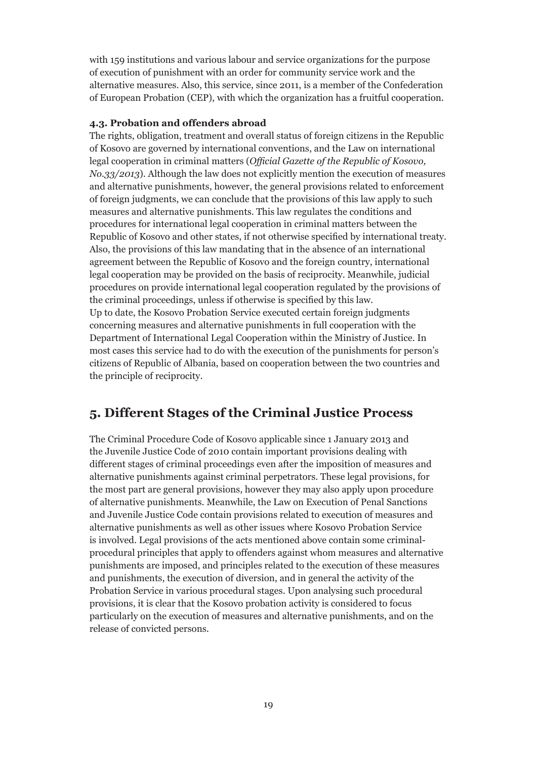with 159 institutions and various labour and service organizations for the purpose of execution of punishment with an order for community service work and the alternative measures. Also, this service, since 2011, is a member of the Confederation of European Probation (CEP), with which the organization has a fruitful cooperation.

### 4.3. Probation and offenders abroad

The rights, obligation, treatment and overall status of foreign citizens in the Republic of Kosovo are governed by international conventions, and the Law on international legal cooperation in criminal matters (*Official Gazette of the Republic of Kosovo, No.33/2013*). Although the law does not explicitly mention the execution of measures and alternative punishments, however, the general provisions related to enforcement of foreign judgments, we can conclude that the provisions of this law apply to such measures and alternative punishments. This law regulates the conditions and procedures for international legal cooperation in criminal matters between the Republic of Kosovo and other states, if not otherwise specified by international treaty. Also, the provisions of this law mandating that in the absence of an international agreement between the Republic of Kosovo and the foreign country, international legal cooperation may be provided on the basis of reciprocity. Meanwhile, judicial procedures on provide international legal cooperation regulated by the provisions of the criminal proceedings, unless if otherwise is specified by this law.
Up to date, the Kosovo Probation Service executed certain foreign judgments concerning measures and alternative punishments in full cooperation with the Department of International Legal Cooperation within the Ministry of Justice. In most cases this service had to do with the execution of the punishments for person's citizens of Republic of Albania, based on cooperation between the two countries and the principle of reciprocity.

## 5. Different Stages of the Criminal Justice Process

The Criminal Procedure Code of Kosovo applicable since 1 January 2013 and the Juvenile Justice Code of 2010 contain important provisions dealing with different stages of criminal proceedings even after the imposition of measures and alternative punishments against criminal perpetrators. These legal provisions, for the most part are general provisions, however they may also apply upon procedure of alternative punishments. Meanwhile, the Law on Execution of Penal Sanctions and Juvenile Justice Code contain provisions related to execution of measures and alternative punishments as well as other issues where Kosovo Probation Service is involved. Legal provisions of the acts mentioned above contain some criminal-procedural principles that apply to offenders against whom measures and alternative punishments are imposed, and principles related to the execution of these measures and punishments, the execution of diversion, and in general the activity of the Probation Service in various procedural stages. Upon analysing such procedural provisions, it is clear that the Kosovo probation activity is considered to focus particularly on the execution of measures and alternative punishments, and on the release of convicted persons.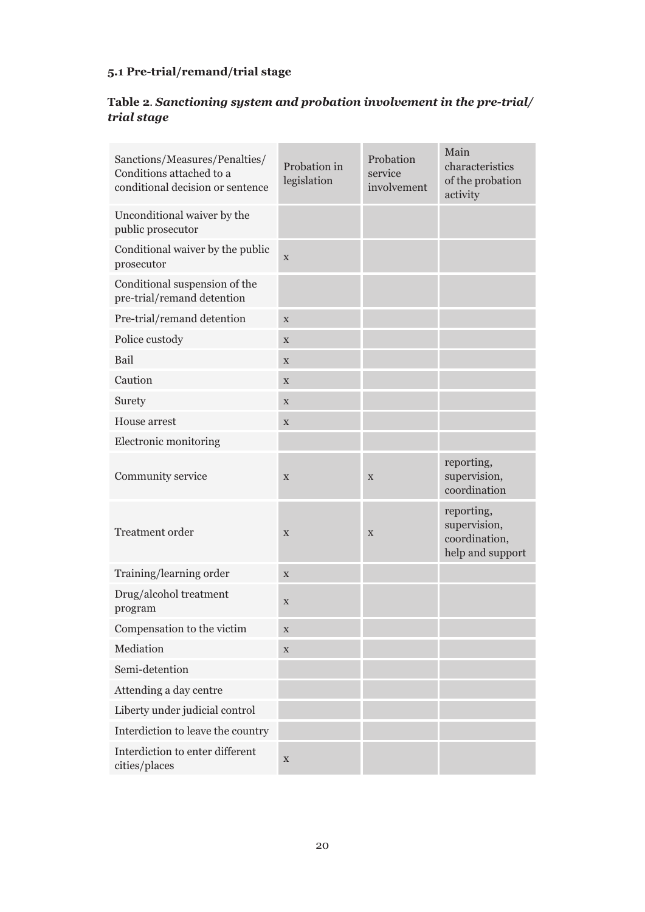### 5.1 Pre-trial/remand/trial stage

**Table 2**. ***Sanctioning system and probation involvement in the pre-trial/ trial stage***

| Sanctions/Measures/Penalties/ Conditions attached to a conditional decision or sentence | Probation in legislation | Probation service involvement | Main characteristics of the probation activity |
|---|---|---|---|
| Unconditional waiver by the public prosecutor | | | |
| Conditional waiver by the public prosecutor | x | | |
| Conditional suspension of the pre-trial/remand detention | | | |
| Pre-trial/remand detention | x | | |
| Police custody | x | | |
| Bail | x | | |
| Caution | x | | |
| Surety | x | | |
| House arrest | x | | |
| Electronic monitoring | | | |
| Community service | x | x | reporting, supervision, coordination |
| Treatment order | x | x | reporting, supervision, coordination, help and support |
| Training/learning order | x | | |
| Drug/alcohol treatment program | x | | |
| Compensation to the victim | x | | |
| Mediation | x | | |
| Semi-detention | | | |
| Attending a day centre | | | |
| Liberty under judicial control | | | |
| Interdiction to leave the country | | | |
| Interdiction to enter different cities/places | x | | |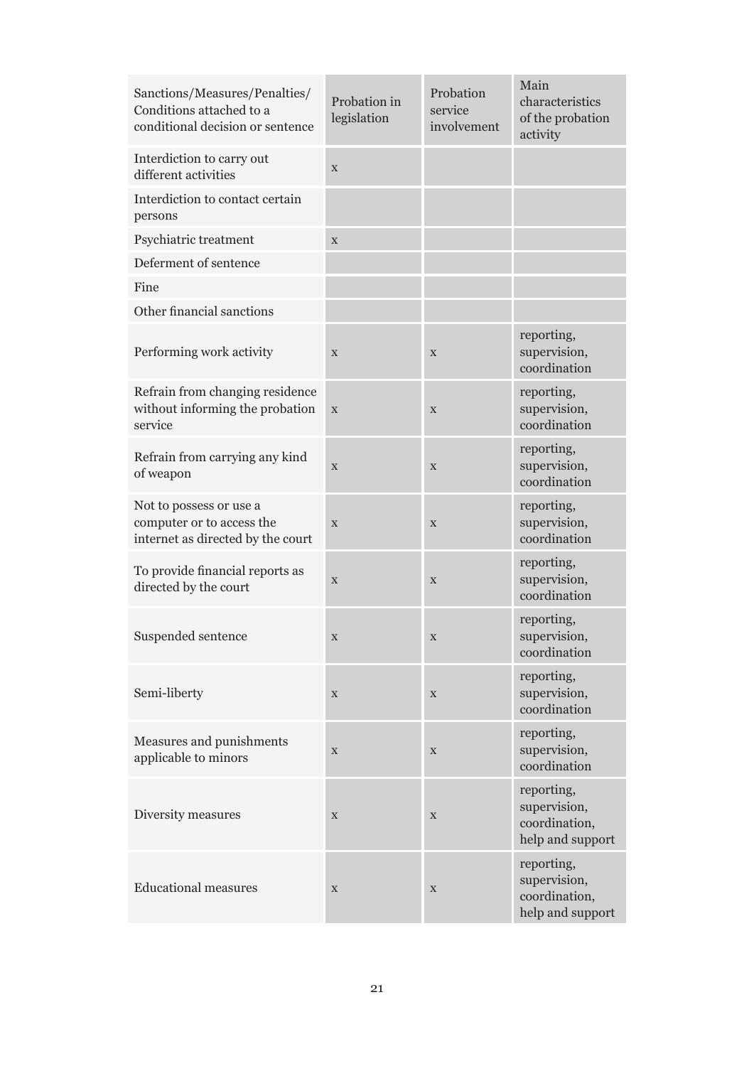| Sanctions/Measures/Penalties/ Conditions attached to a conditional decision or sentence | Probation in legislation | Probation service involvement | Main characteristics of the probation activity |
|---|---|---|---|
| Interdiction to carry out different activities | x | | |
| Interdiction to contact certain persons | | | |
| Psychiatric treatment | x | | |
| Deferment of sentence | | | |
| Fine | | | |
| Other financial sanctions | | | |
| Performing work activity | x | x | reporting, supervision, coordination |
| Refrain from changing residence without informing the probation service | x | x | reporting, supervision, coordination |
| Refrain from carrying any kind of weapon | x | x | reporting, supervision, coordination |
| Not to possess or use a computer or to access the internet as directed by the court | x | x | reporting, supervision, coordination |
| To provide financial reports as directed by the court | x | x | reporting, supervision, coordination |
| Suspended sentence | x | x | reporting, supervision, coordination |
| Semi-liberty | x | x | reporting, supervision, coordination |
| Measures and punishments applicable to minors | x | x | reporting, supervision, coordination |
| Diversity measures | x | x | reporting, supervision, coordination, help and support |
| Educational measures | x | x | reporting, supervision, coordination, help and support |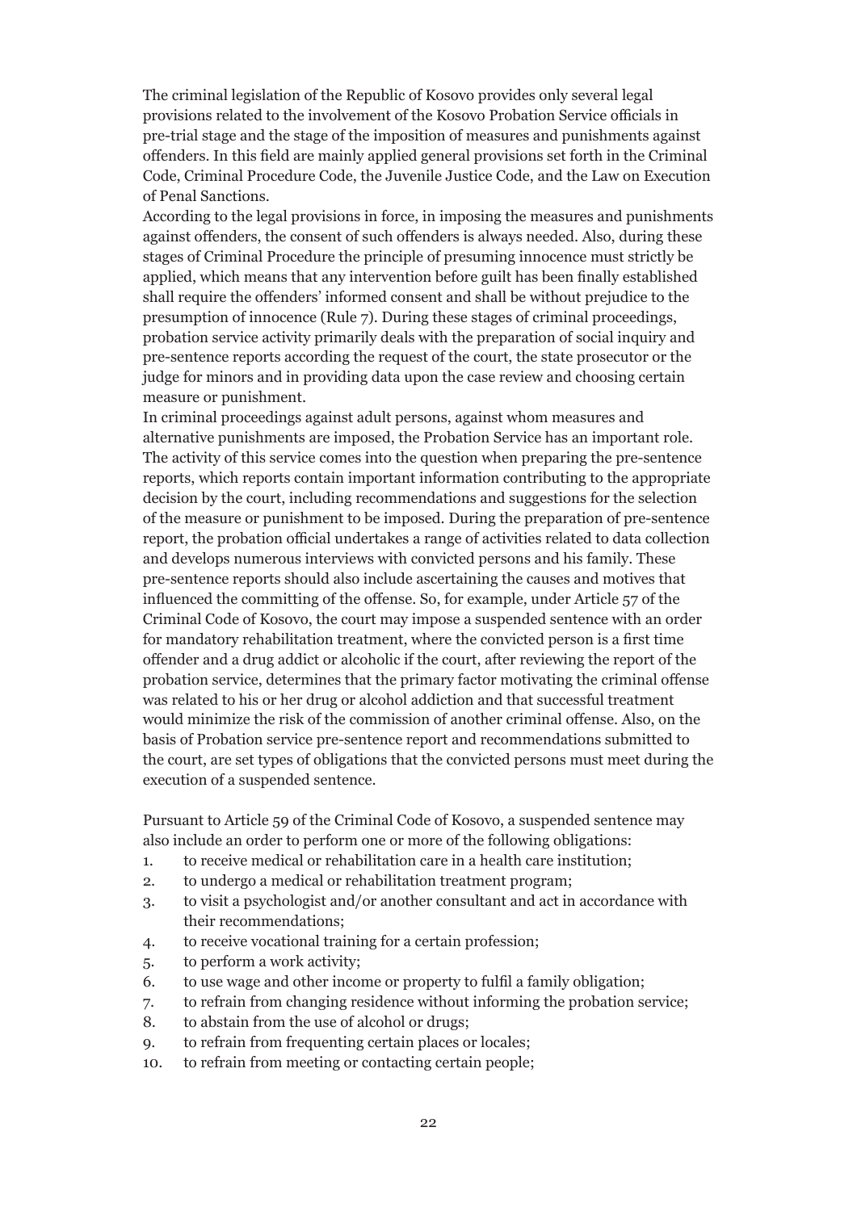The criminal legislation of the Republic of Kosovo provides only several legal provisions related to the involvement of the Kosovo Probation Service officials in pre-trial stage and the stage of the imposition of measures and punishments against offenders. In this field are mainly applied general provisions set forth in the Criminal Code, Criminal Procedure Code, the Juvenile Justice Code, and the Law on Execution of Penal Sanctions.

According to the legal provisions in force, in imposing the measures and punishments against offenders, the consent of such offenders is always needed. Also, during these stages of Criminal Procedure the principle of presuming innocence must strictly be applied, which means that any intervention before guilt has been finally established shall require the offenders' informed consent and shall be without prejudice to the presumption of innocence (Rule 7). During these stages of criminal proceedings, probation service activity primarily deals with the preparation of social inquiry and pre-sentence reports according the request of the court, the state prosecutor or the judge for minors and in providing data upon the case review and choosing certain measure or punishment.

In criminal proceedings against adult persons, against whom measures and alternative punishments are imposed, the Probation Service has an important role. The activity of this service comes into the question when preparing the pre-sentence reports, which reports contain important information contributing to the appropriate decision by the court, including recommendations and suggestions for the selection of the measure or punishment to be imposed. During the preparation of pre-sentence report, the probation official undertakes a range of activities related to data collection and develops numerous interviews with convicted persons and his family. These pre-sentence reports should also include ascertaining the causes and motives that influenced the committing of the offense. So, for example, under Article 57 of the Criminal Code of Kosovo, the court may impose a suspended sentence with an order for mandatory rehabilitation treatment, where the convicted person is a first time offender and a drug addict or alcoholic if the court, after reviewing the report of the probation service, determines that the primary factor motivating the criminal offense was related to his or her drug or alcohol addiction and that successful treatment would minimize the risk of the commission of another criminal offense. Also, on the basis of Probation service pre-sentence report and recommendations submitted to the court, are set types of obligations that the convicted persons must meet during the execution of a suspended sentence.

Pursuant to Article 59 of the Criminal Code of Kosovo, a suspended sentence may also include an order to perform one or more of the following obligations:

1. to receive medical or rehabilitation care in a health care institution;
2. to undergo a medical or rehabilitation treatment program;
3. to visit a psychologist and/or another consultant and act in accordance with their recommendations;
4. to receive vocational training for a certain profession;
5. to perform a work activity;
6. to use wage and other income or property to fulfil a family obligation;
7. to refrain from changing residence without informing the probation service;
8. to abstain from the use of alcohol or drugs;
9. to refrain from frequenting certain places or locales;
10. to refrain from meeting or contacting certain people;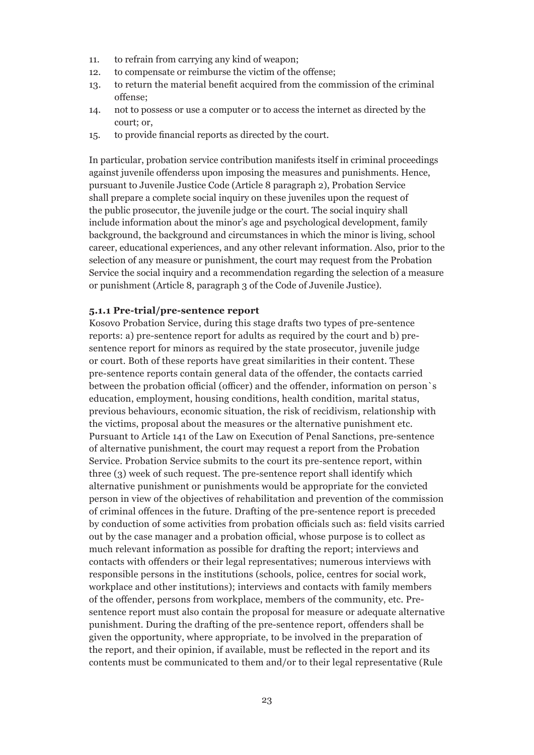11. to refrain from carrying any kind of weapon;
12. to compensate or reimburse the victim of the offense;
13. to return the material benefit acquired from the commission of the criminal offense;
14. not to possess or use a computer or to access the internet as directed by the court; or,
15. to provide financial reports as directed by the court.

In particular, probation service contribution manifests itself in criminal proceedings against juvenile offenderss upon imposing the measures and punishments. Hence, pursuant to Juvenile Justice Code (Article 8 paragraph 2), Probation Service shall prepare a complete social inquiry on these juveniles upon the request of the public prosecutor, the juvenile judge or the court. The social inquiry shall include information about the minor's age and psychological development, family background, the background and circumstances in which the minor is living, school career, educational experiences, and any other relevant information. Also, prior to the selection of any measure or punishment, the court may request from the Probation Service the social inquiry and a recommendation regarding the selection of a measure or punishment (Article 8, paragraph 3 of the Code of Juvenile Justice).

### 5.1.1 Pre-trial/pre-sentence report

Kosovo Probation Service, during this stage drafts two types of pre-sentence reports: a) pre-sentence report for adults as required by the court and b) pre-sentence report for minors as required by the state prosecutor, juvenile judge or court. Both of these reports have great similarities in their content. These pre-sentence reports contain general data of the offender, the contacts carried between the probation official (officer) and the offender, information on person`s education, employment, housing conditions, health condition, marital status, previous behaviours, economic situation, the risk of recidivism, relationship with the victims, proposal about the measures or the alternative punishment etc. Pursuant to Article 141 of the Law on Execution of Penal Sanctions, pre-sentence of alternative punishment, the court may request a report from the Probation Service. Probation Service submits to the court its pre-sentence report, within three (3) week of such request. The pre-sentence report shall identify which alternative punishment or punishments would be appropriate for the convicted person in view of the objectives of rehabilitation and prevention of the commission of criminal offences in the future. Drafting of the pre-sentence report is preceded by conduction of some activities from probation officials such as: field visits carried out by the case manager and a probation official, whose purpose is to collect as much relevant information as possible for drafting the report; interviews and contacts with offenders or their legal representatives; numerous interviews with responsible persons in the institutions (schools, police, centres for social work, workplace and other institutions); interviews and contacts with family members of the offender, persons from workplace, members of the community, etc. Pre-sentence report must also contain the proposal for measure or adequate alternative punishment. During the drafting of the pre-sentence report, offenders shall be given the opportunity, where appropriate, to be involved in the preparation of the report, and their opinion, if available, must be reflected in the report and its contents must be communicated to them and/or to their legal representative (Rule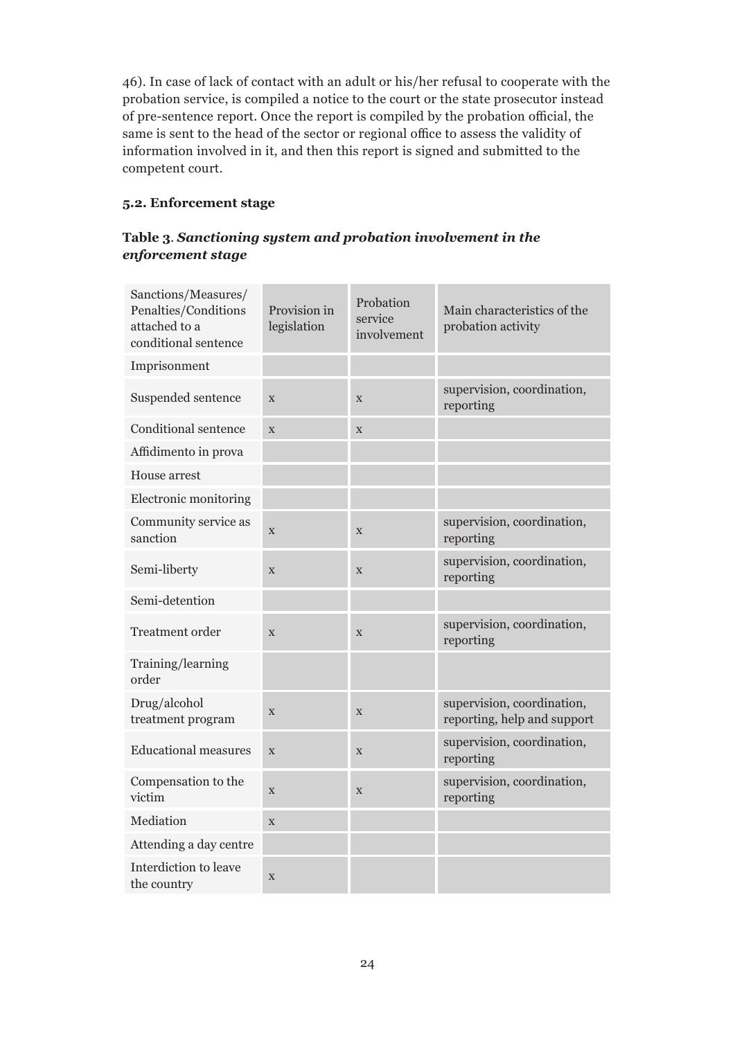46). In case of lack of contact with an adult or his/her refusal to cooperate with the probation service, is compiled a notice to the court or the state prosecutor instead of pre-sentence report. Once the report is compiled by the probation official, the same is sent to the head of the sector or regional office to assess the validity of information involved in it, and then this report is signed and submitted to the competent court.

### 5.2. Enforcement stage

**Table 3**. ***Sanctioning system and probation involvement in the enforcement stage***

| Sanctions/Measures/ Penalties/Conditions attached to a conditional sentence | Provision in legislation | Probation service involvement | Main characteristics of the probation activity |
|---|---|---|---|
| Imprisonment | | | |
| Suspended sentence | x | x | supervision, coordination, reporting |
| Conditional sentence | x | x | |
| Affidimento in prova | | | |
| House arrest | | | |
| Electronic monitoring | | | |
| Community service as sanction | x | x | supervision, coordination, reporting |
| Semi-liberty | x | x | supervision, coordination, reporting |
| Semi-detention | | | |
| Treatment order | x | x | supervision, coordination, reporting |
| Training/learning order | | | |
| Drug/alcohol treatment program | x | x | supervision, coordination, reporting, help and support |
| Educational measures | x | x | supervision, coordination, reporting |
| Compensation to the victim | x | x | supervision, coordination, reporting |
| Mediation | x | | |
| Attending a day centre | | | |
| Interdiction to leave the country | x | | |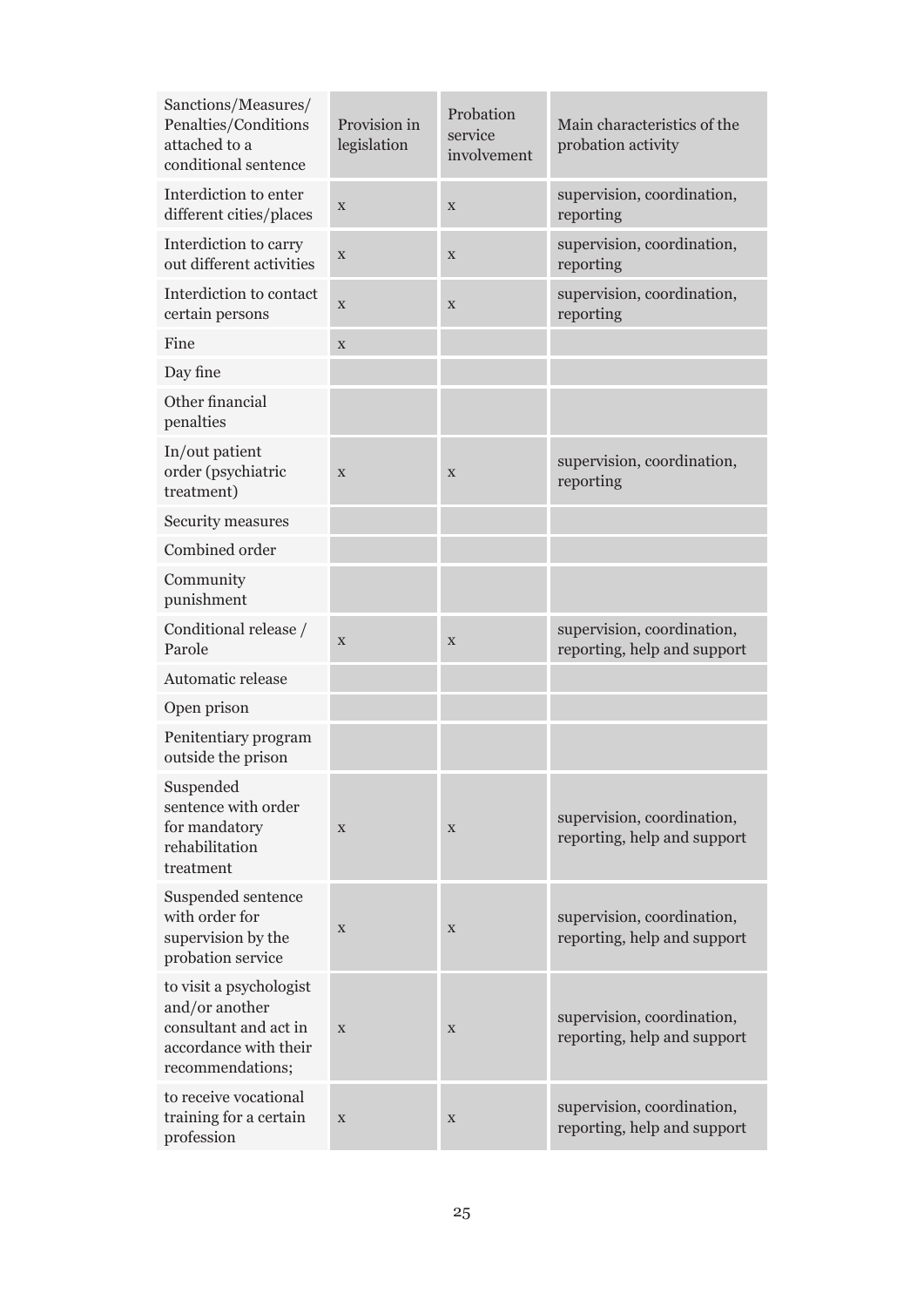| Sanctions/Measures/ Penalties/Conditions attached to a conditional sentence | Provision in legislation | Probation service involvement | Main characteristics of the probation activity |
|---|---|---|---|
| Interdiction to enter different cities/places | x | x | supervision, coordination, reporting |
| Interdiction to carry out different activities | x | x | supervision, coordination, reporting |
| Interdiction to contact certain persons | x | x | supervision, coordination, reporting |
| Fine | x | | |
| Day fine | | | |
| Other financial penalties | | | |
| In/out patient order (psychiatric treatment) | x | x | supervision, coordination, reporting |
| Security measures | | | |
| Combined order | | | |
| Community punishment | | | |
| Conditional release / Parole | x | x | supervision, coordination, reporting, help and support |
| Automatic release | | | |
| Open prison | | | |
| Penitentiary program outside the prison | | | |
| Suspended sentence with order for mandatory rehabilitation treatment | x | x | supervision, coordination, reporting, help and support |
| Suspended sentence with order for supervision by the probation service | x | x | supervision, coordination, reporting, help and support |
| to visit a psychologist and/or another consultant and act in accordance with their recommendations; | x | x | supervision, coordination, reporting, help and support |
| to receive vocational training for a certain profession | x | x | supervision, coordination, reporting, help and support |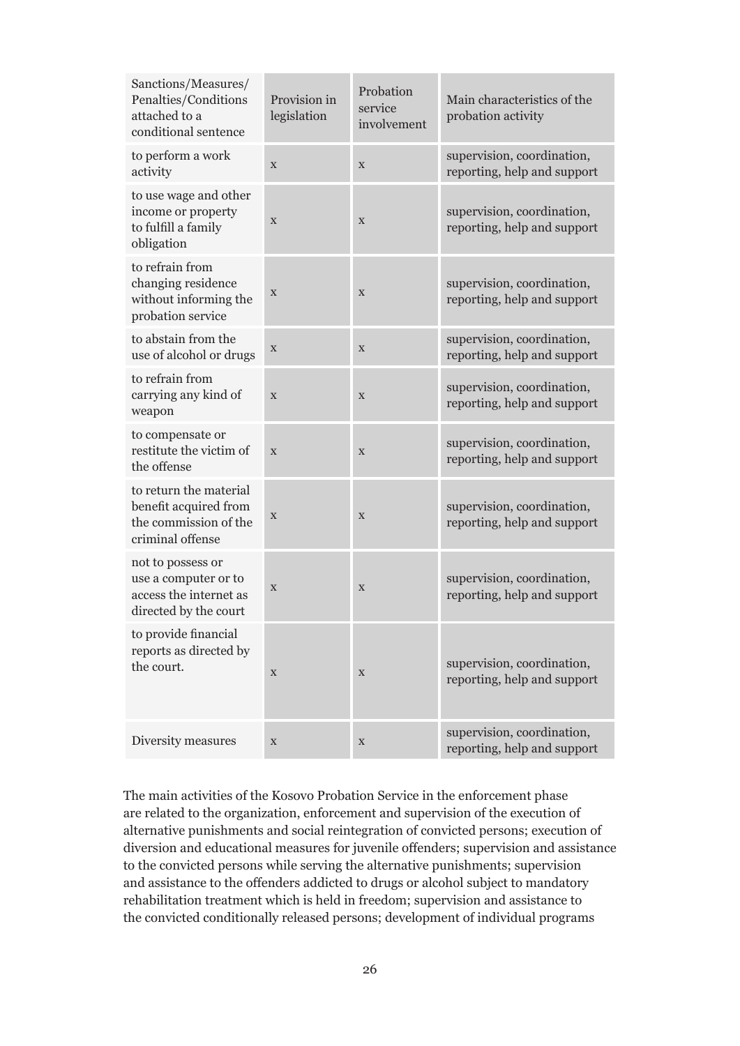| Sanctions/Measures/ Penalties/Conditions attached to a conditional sentence | Provision in legislation | Probation service involvement | Main characteristics of the probation activity |
|---|---|---|---|
| to perform a work activity | x | x | supervision, coordination, reporting, help and support |
| to use wage and other income or property to fulfill a family obligation | x | x | supervision, coordination, reporting, help and support |
| to refrain from changing residence without informing the probation service | x | x | supervision, coordination, reporting, help and support |
| to abstain from the use of alcohol or drugs | x | x | supervision, coordination, reporting, help and support |
| to refrain from carrying any kind of weapon | x | x | supervision, coordination, reporting, help and support |
| to compensate or restitute the victim of the offense | x | x | supervision, coordination, reporting, help and support |
| to return the material benefit acquired from the commission of the criminal offense | x | x | supervision, coordination, reporting, help and support |
| not to possess or use a computer or to access the internet as directed by the court | x | x | supervision, coordination, reporting, help and support |
| to provide financial reports as directed by the court. | x | x | supervision, coordination, reporting, help and support |
| Diversity measures | x | x | supervision, coordination, reporting, help and support |

The main activities of the Kosovo Probation Service in the enforcement phase are related to the organization, enforcement and supervision of the execution of alternative punishments and social reintegration of convicted persons; execution of diversion and educational measures for juvenile offenders; supervision and assistance to the convicted persons while serving the alternative punishments; supervision and assistance to the offenders addicted to drugs or alcohol subject to mandatory rehabilitation treatment which is held in freedom; supervision and assistance to the convicted conditionally released persons; development of individual programs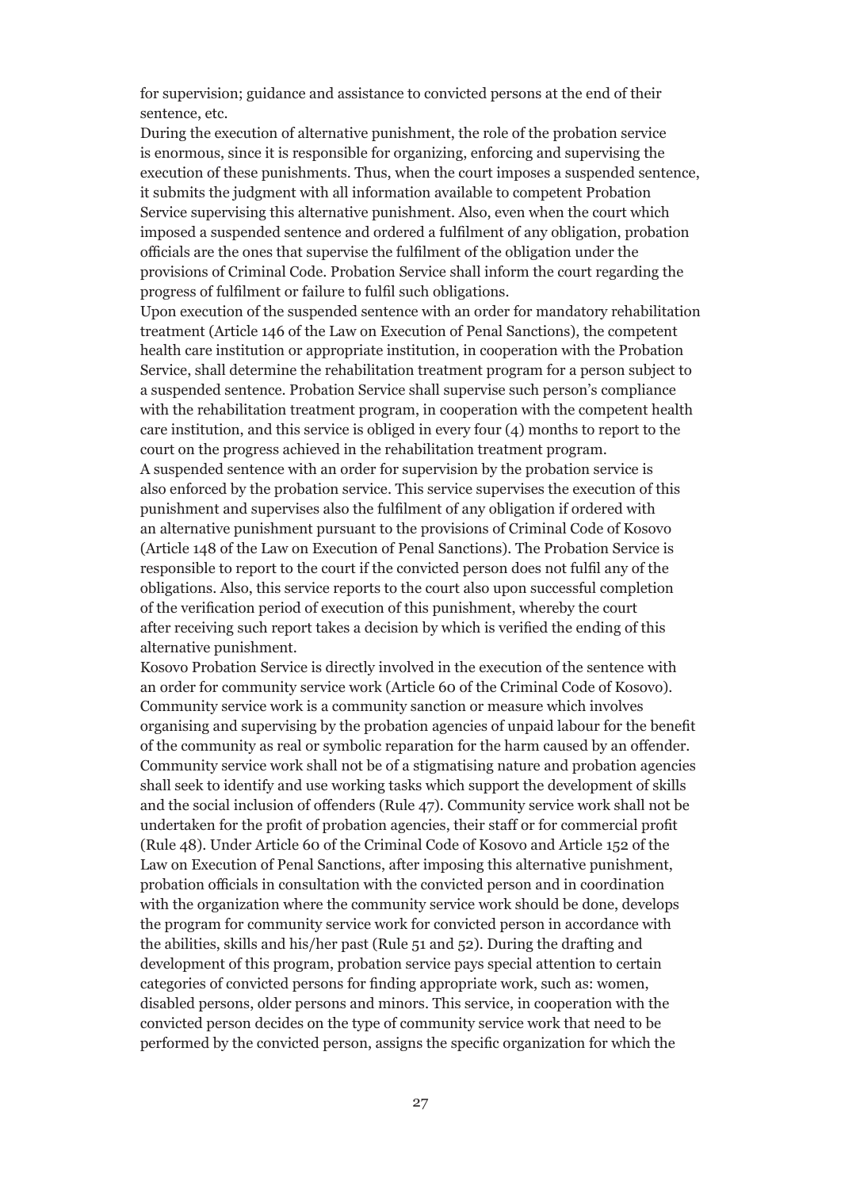for supervision; guidance and assistance to convicted persons at the end of their sentence, etc.

During the execution of alternative punishment, the role of the probation service is enormous, since it is responsible for organizing, enforcing and supervising the execution of these punishments. Thus, when the court imposes a suspended sentence, it submits the judgment with all information available to competent Probation Service supervising this alternative punishment. Also, even when the court which imposed a suspended sentence and ordered a fulfilment of any obligation, probation officials are the ones that supervise the fulfilment of the obligation under the provisions of Criminal Code. Probation Service shall inform the court regarding the progress of fulfilment or failure to fulfil such obligations.

Upon execution of the suspended sentence with an order for mandatory rehabilitation treatment (Article 146 of the Law on Execution of Penal Sanctions), the competent health care institution or appropriate institution, in cooperation with the Probation Service, shall determine the rehabilitation treatment program for a person subject to a suspended sentence. Probation Service shall supervise such person's compliance with the rehabilitation treatment program, in cooperation with the competent health care institution, and this service is obliged in every four (4) months to report to the court on the progress achieved in the rehabilitation treatment program.

A suspended sentence with an order for supervision by the probation service is also enforced by the probation service. This service supervises the execution of this punishment and supervises also the fulfilment of any obligation if ordered with an alternative punishment pursuant to the provisions of Criminal Code of Kosovo (Article 148 of the Law on Execution of Penal Sanctions). The Probation Service is responsible to report to the court if the convicted person does not fulfil any of the obligations. Also, this service reports to the court also upon successful completion of the verification period of execution of this punishment, whereby the court after receiving such report takes a decision by which is verified the ending of this alternative punishment.

Kosovo Probation Service is directly involved in the execution of the sentence with an order for community service work (Article 60 of the Criminal Code of Kosovo). Community service work is a community sanction or measure which involves organising and supervising by the probation agencies of unpaid labour for the benefit of the community as real or symbolic reparation for the harm caused by an offender. Community service work shall not be of a stigmatising nature and probation agencies shall seek to identify and use working tasks which support the development of skills and the social inclusion of offenders (Rule 47). Community service work shall not be undertaken for the profit of probation agencies, their staff or for commercial profit (Rule 48). Under Article 60 of the Criminal Code of Kosovo and Article 152 of the Law on Execution of Penal Sanctions, after imposing this alternative punishment, probation officials in consultation with the convicted person and in coordination with the organization where the community service work should be done, develops the program for community service work for convicted person in accordance with the abilities, skills and his/her past (Rule 51 and 52). During the drafting and development of this program, probation service pays special attention to certain categories of convicted persons for finding appropriate work, such as: women, disabled persons, older persons and minors. This service, in cooperation with the convicted person decides on the type of community service work that need to be performed by the convicted person, assigns the specific organization for which the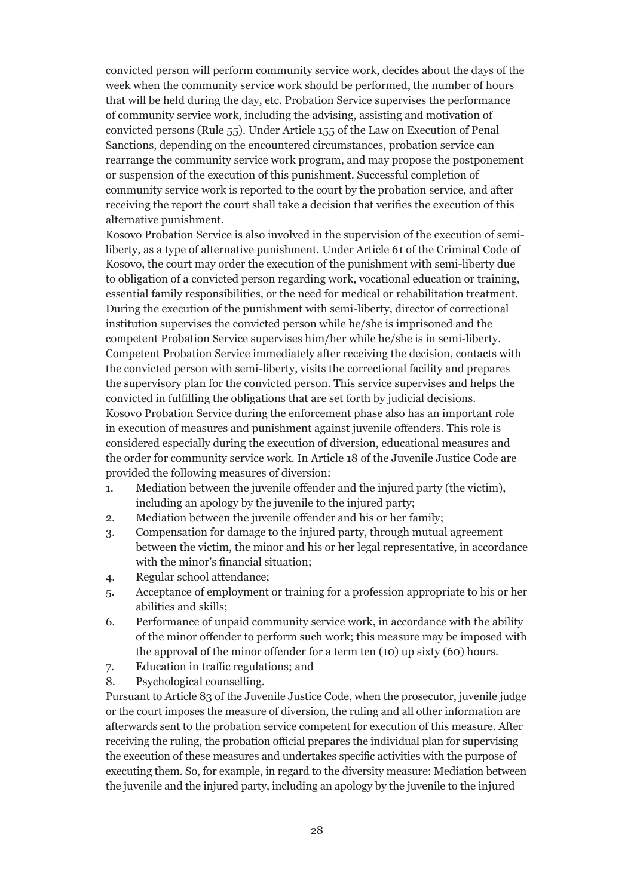convicted person will perform community service work, decides about the days of the week when the community service work should be performed, the number of hours that will be held during the day, etc. Probation Service supervises the performance of community service work, including the advising, assisting and motivation of convicted persons (Rule 55). Under Article 155 of the Law on Execution of Penal Sanctions, depending on the encountered circumstances, probation service can rearrange the community service work program, and may propose the postponement or suspension of the execution of this punishment. Successful completion of community service work is reported to the court by the probation service, and after receiving the report the court shall take a decision that verifies the execution of this alternative punishment.

Kosovo Probation Service is also involved in the supervision of the execution of semi-liberty, as a type of alternative punishment. Under Article 61 of the Criminal Code of Kosovo, the court may order the execution of the punishment with semi-liberty due to obligation of a convicted person regarding work, vocational education or training, essential family responsibilities, or the need for medical or rehabilitation treatment. During the execution of the punishment with semi-liberty, director of correctional institution supervises the convicted person while he/she is imprisoned and the competent Probation Service supervises him/her while he/she is in semi-liberty. Competent Probation Service immediately after receiving the decision, contacts with the convicted person with semi-liberty, visits the correctional facility and prepares the supervisory plan for the convicted person. This service supervises and helps the convicted in fulfilling the obligations that are set forth by judicial decisions.

Kosovo Probation Service during the enforcement phase also has an important role in execution of measures and punishment against juvenile offenders. This role is considered especially during the execution of diversion, educational measures and the order for community service work. In Article 18 of the Juvenile Justice Code are provided the following measures of diversion:

1. Mediation between the juvenile offender and the injured party (the victim), including an apology by the juvenile to the injured party;
2. Mediation between the juvenile offender and his or her family;
3. Compensation for damage to the injured party, through mutual agreement between the victim, the minor and his or her legal representative, in accordance with the minor's financial situation;
4. Regular school attendance;
5. Acceptance of employment or training for a profession appropriate to his or her abilities and skills;
6. Performance of unpaid community service work, in accordance with the ability of the minor offender to perform such work; this measure may be imposed with the approval of the minor offender for a term ten (10) up sixty (60) hours.
7. Education in traffic regulations; and
8. Psychological counselling.

Pursuant to Article 83 of the Juvenile Justice Code, when the prosecutor, juvenile judge or the court imposes the measure of diversion, the ruling and all other information are afterwards sent to the probation service competent for execution of this measure. After receiving the ruling, the probation official prepares the individual plan for supervising the execution of these measures and undertakes specific activities with the purpose of executing them. So, for example, in regard to the diversity measure: Mediation between the juvenile and the injured party, including an apology by the juvenile to the injured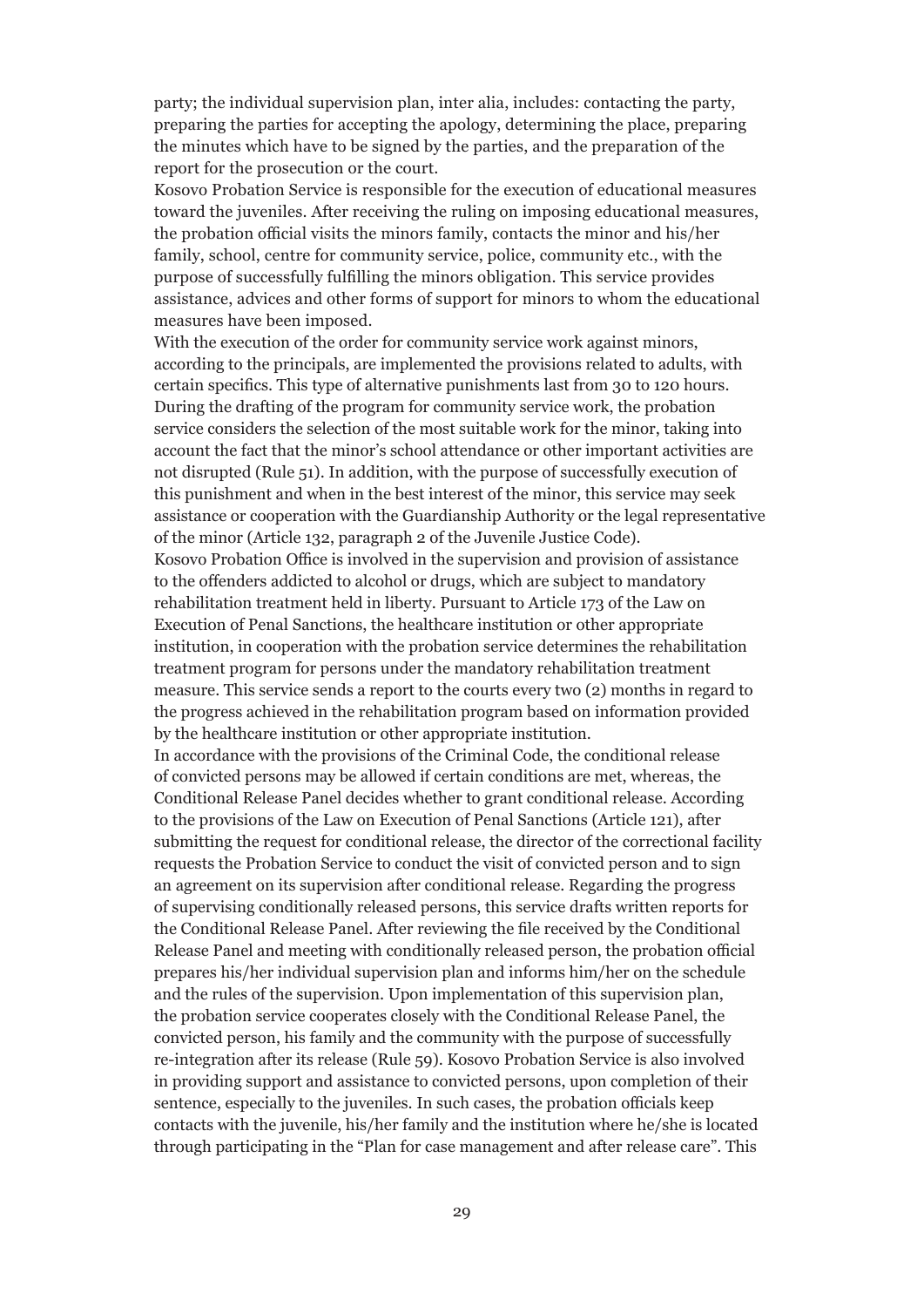party; the individual supervision plan, inter alia, includes: contacting the party, preparing the parties for accepting the apology, determining the place, preparing the minutes which have to be signed by the parties, and the preparation of the report for the prosecution or the court.

Kosovo Probation Service is responsible for the execution of educational measures toward the juveniles. After receiving the ruling on imposing educational measures, the probation official visits the minors family, contacts the minor and his/her family, school, centre for community service, police, community etc., with the purpose of successfully fulfilling the minors obligation. This service provides assistance, advices and other forms of support for minors to whom the educational measures have been imposed.

With the execution of the order for community service work against minors, according to the principals, are implemented the provisions related to adults, with certain specifics. This type of alternative punishments last from 30 to 120 hours. During the drafting of the program for community service work, the probation service considers the selection of the most suitable work for the minor, taking into account the fact that the minor's school attendance or other important activities are not disrupted (Rule 51). In addition, with the purpose of successfully execution of this punishment and when in the best interest of the minor, this service may seek assistance or cooperation with the Guardianship Authority or the legal representative of the minor (Article 132, paragraph 2 of the Juvenile Justice Code).

Kosovo Probation Office is involved in the supervision and provision of assistance to the offenders addicted to alcohol or drugs, which are subject to mandatory rehabilitation treatment held in liberty. Pursuant to Article 173 of the Law on Execution of Penal Sanctions, the healthcare institution or other appropriate institution, in cooperation with the probation service determines the rehabilitation treatment program for persons under the mandatory rehabilitation treatment measure. This service sends a report to the courts every two (2) months in regard to the progress achieved in the rehabilitation program based on information provided by the healthcare institution or other appropriate institution.

In accordance with the provisions of the Criminal Code, the conditional release of convicted persons may be allowed if certain conditions are met, whereas, the Conditional Release Panel decides whether to grant conditional release. According to the provisions of the Law on Execution of Penal Sanctions (Article 121), after submitting the request for conditional release, the director of the correctional facility requests the Probation Service to conduct the visit of convicted person and to sign an agreement on its supervision after conditional release. Regarding the progress of supervising conditionally released persons, this service drafts written reports for the Conditional Release Panel. After reviewing the file received by the Conditional Release Panel and meeting with conditionally released person, the probation official prepares his/her individual supervision plan and informs him/her on the schedule and the rules of the supervision. Upon implementation of this supervision plan, the probation service cooperates closely with the Conditional Release Panel, the convicted person, his family and the community with the purpose of successfully re-integration after its release (Rule 59). Kosovo Probation Service is also involved in providing support and assistance to convicted persons, upon completion of their sentence, especially to the juveniles. In such cases, the probation officials keep contacts with the juvenile, his/her family and the institution where he/she is located through participating in the "Plan for case management and after release care". This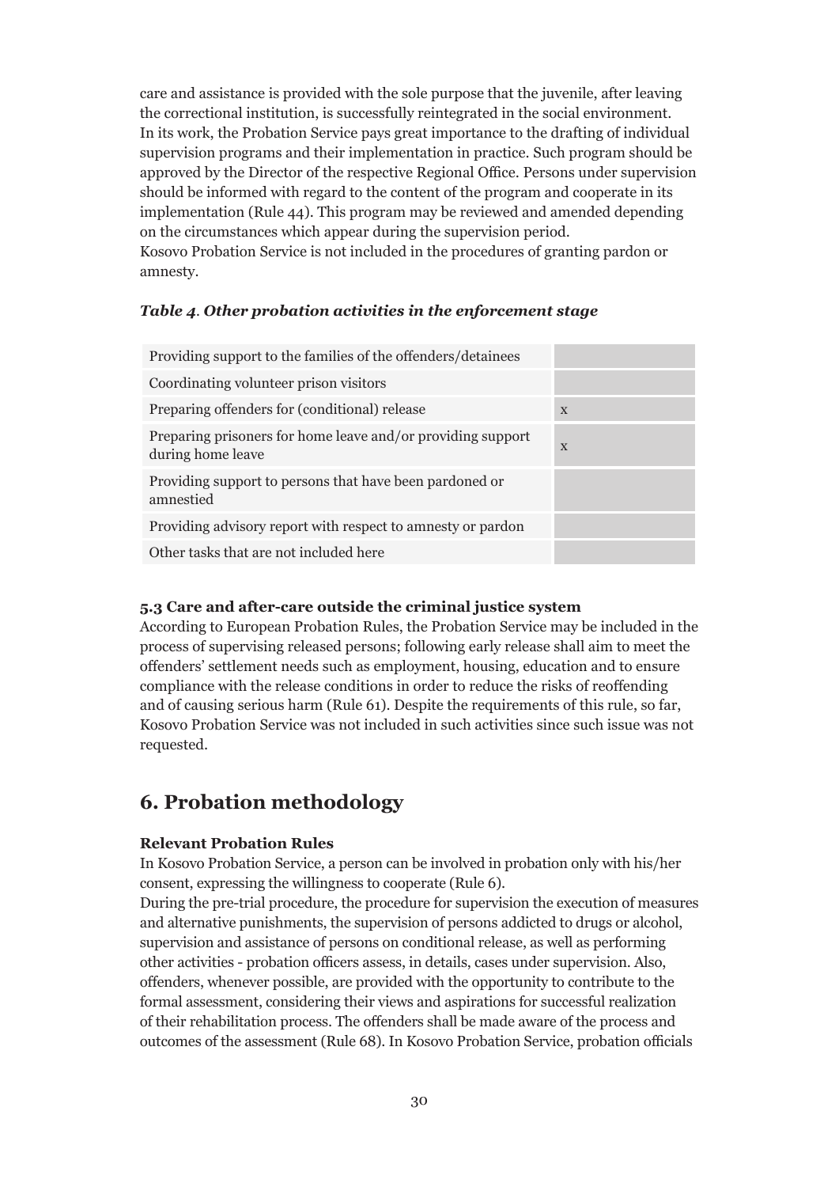care and assistance is provided with the sole purpose that the juvenile, after leaving the correctional institution, is successfully reintegrated in the social environment. In its work, the Probation Service pays great importance to the drafting of individual supervision programs and their implementation in practice. Such program should be approved by the Director of the respective Regional Office. Persons under supervision should be informed with regard to the content of the program and cooperate in its implementation (Rule 44). This program may be reviewed and amended depending on the circumstances which appear during the supervision period.
Kosovo Probation Service is not included in the procedures of granting pardon or amnesty.

***Table 4. Other probation activities in the enforcement stage***

| | |
|---|---|
| Providing support to the families of the offenders/detainees | |
| Coordinating volunteer prison visitors | |
| Preparing offenders for (conditional) release | x |
| Preparing prisoners for home leave and/or providing support during home leave | x |
| Providing support to persons that have been pardoned or amnestied | |
| Providing advisory report with respect to amnesty or pardon | |
| Other tasks that are not included here | |

### 5.3 Care and after-care outside the criminal justice system

According to European Probation Rules, the Probation Service may be included in the process of supervising released persons; following early release shall aim to meet the offenders' settlement needs such as employment, housing, education and to ensure compliance with the release conditions in order to reduce the risks of reoffending and of causing serious harm (Rule 61). Despite the requirements of this rule, so far, Kosovo Probation Service was not included in such activities since such issue was not requested.

## 6. Probation methodology

**Relevant Probation Rules**

In Kosovo Probation Service, a person can be involved in probation only with his/her consent, expressing the willingness to cooperate (Rule 6).
During the pre-trial procedure, the procedure for supervision the execution of measures and alternative punishments, the supervision of persons addicted to drugs or alcohol, supervision and assistance of persons on conditional release, as well as performing other activities - probation officers assess, in details, cases under supervision. Also, offenders, whenever possible, are provided with the opportunity to contribute to the formal assessment, considering their views and aspirations for successful realization of their rehabilitation process. The offenders shall be made aware of the process and outcomes of the assessment (Rule 68). In Kosovo Probation Service, probation officials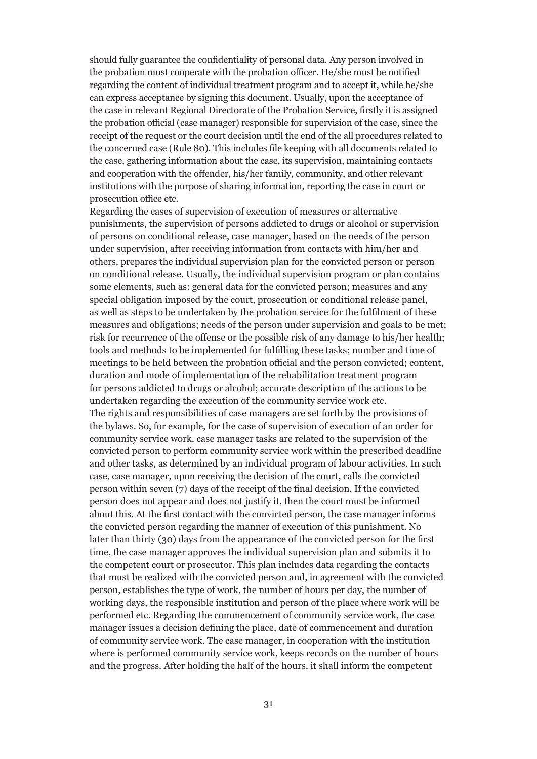should fully guarantee the confidentiality of personal data. Any person involved in the probation must cooperate with the probation officer. He/she must be notified regarding the content of individual treatment program and to accept it, while he/she can express acceptance by signing this document. Usually, upon the acceptance of the case in relevant Regional Directorate of the Probation Service, firstly it is assigned the probation official (case manager) responsible for supervision of the case, since the receipt of the request or the court decision until the end of the all procedures related to the concerned case (Rule 80). This includes file keeping with all documents related to the case, gathering information about the case, its supervision, maintaining contacts and cooperation with the offender, his/her family, community, and other relevant institutions with the purpose of sharing information, reporting the case in court or prosecution office etc.

Regarding the cases of supervision of execution of measures or alternative punishments, the supervision of persons addicted to drugs or alcohol or supervision of persons on conditional release, case manager, based on the needs of the person under supervision, after receiving information from contacts with him/her and others, prepares the individual supervision plan for the convicted person or person on conditional release. Usually, the individual supervision program or plan contains some elements, such as: general data for the convicted person; measures and any special obligation imposed by the court, prosecution or conditional release panel, as well as steps to be undertaken by the probation service for the fulfilment of these measures and obligations; needs of the person under supervision and goals to be met; risk for recurrence of the offense or the possible risk of any damage to his/her health; tools and methods to be implemented for fulfilling these tasks; number and time of meetings to be held between the probation official and the person convicted; content, duration and mode of implementation of the rehabilitation treatment program for persons addicted to drugs or alcohol; accurate description of the actions to be undertaken regarding the execution of the community service work etc.

The rights and responsibilities of case managers are set forth by the provisions of the bylaws. So, for example, for the case of supervision of execution of an order for community service work, case manager tasks are related to the supervision of the convicted person to perform community service work within the prescribed deadline and other tasks, as determined by an individual program of labour activities. In such case, case manager, upon receiving the decision of the court, calls the convicted person within seven (7) days of the receipt of the final decision. If the convicted person does not appear and does not justify it, then the court must be informed about this. At the first contact with the convicted person, the case manager informs the convicted person regarding the manner of execution of this punishment. No later than thirty (30) days from the appearance of the convicted person for the first time, the case manager approves the individual supervision plan and submits it to the competent court or prosecutor. This plan includes data regarding the contacts that must be realized with the convicted person and, in agreement with the convicted person, establishes the type of work, the number of hours per day, the number of working days, the responsible institution and person of the place where work will be performed etc. Regarding the commencement of community service work, the case manager issues a decision defining the place, date of commencement and duration of community service work. The case manager, in cooperation with the institution where is performed community service work, keeps records on the number of hours and the progress. After holding the half of the hours, it shall inform the competent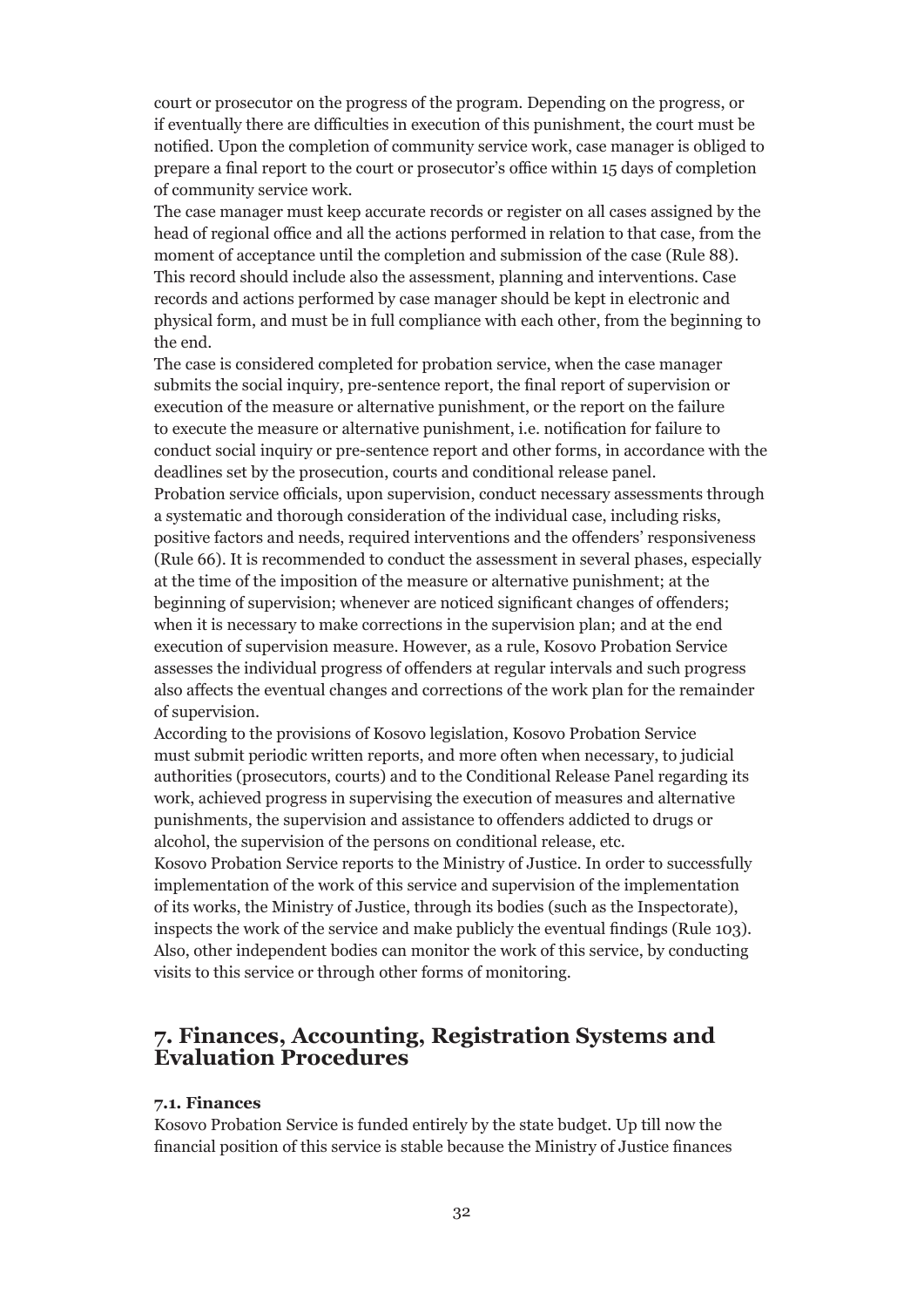court or prosecutor on the progress of the program. Depending on the progress, or if eventually there are difficulties in execution of this punishment, the court must be notified. Upon the completion of community service work, case manager is obliged to prepare a final report to the court or prosecutor's office within 15 days of completion of community service work.

The case manager must keep accurate records or register on all cases assigned by the head of regional office and all the actions performed in relation to that case, from the moment of acceptance until the completion and submission of the case (Rule 88). This record should include also the assessment, planning and interventions. Case records and actions performed by case manager should be kept in electronic and physical form, and must be in full compliance with each other, from the beginning to the end.

The case is considered completed for probation service, when the case manager submits the social inquiry, pre-sentence report, the final report of supervision or execution of the measure or alternative punishment, or the report on the failure to execute the measure or alternative punishment, i.e. notification for failure to conduct social inquiry or pre-sentence report and other forms, in accordance with the deadlines set by the prosecution, courts and conditional release panel.

Probation service officials, upon supervision, conduct necessary assessments through a systematic and thorough consideration of the individual case, including risks, positive factors and needs, required interventions and the offenders' responsiveness (Rule 66). It is recommended to conduct the assessment in several phases, especially at the time of the imposition of the measure or alternative punishment; at the beginning of supervision; whenever are noticed significant changes of offenders; when it is necessary to make corrections in the supervision plan; and at the end execution of supervision measure. However, as a rule, Kosovo Probation Service assesses the individual progress of offenders at regular intervals and such progress also affects the eventual changes and corrections of the work plan for the remainder of supervision.

According to the provisions of Kosovo legislation, Kosovo Probation Service must submit periodic written reports, and more often when necessary, to judicial authorities (prosecutors, courts) and to the Conditional Release Panel regarding its work, achieved progress in supervising the execution of measures and alternative punishments, the supervision and assistance to offenders addicted to drugs or alcohol, the supervision of the persons on conditional release, etc.

Kosovo Probation Service reports to the Ministry of Justice. In order to successfully implementation of the work of this service and supervision of the implementation of its works, the Ministry of Justice, through its bodies (such as the Inspectorate), inspects the work of the service and make publicly the eventual findings (Rule 103). Also, other independent bodies can monitor the work of this service, by conducting visits to this service or through other forms of monitoring.

## 7. Finances, Accounting, Registration Systems and Evaluation Procedures

### 7.1. Finances

Kosovo Probation Service is funded entirely by the state budget. Up till now the financial position of this service is stable because the Ministry of Justice finances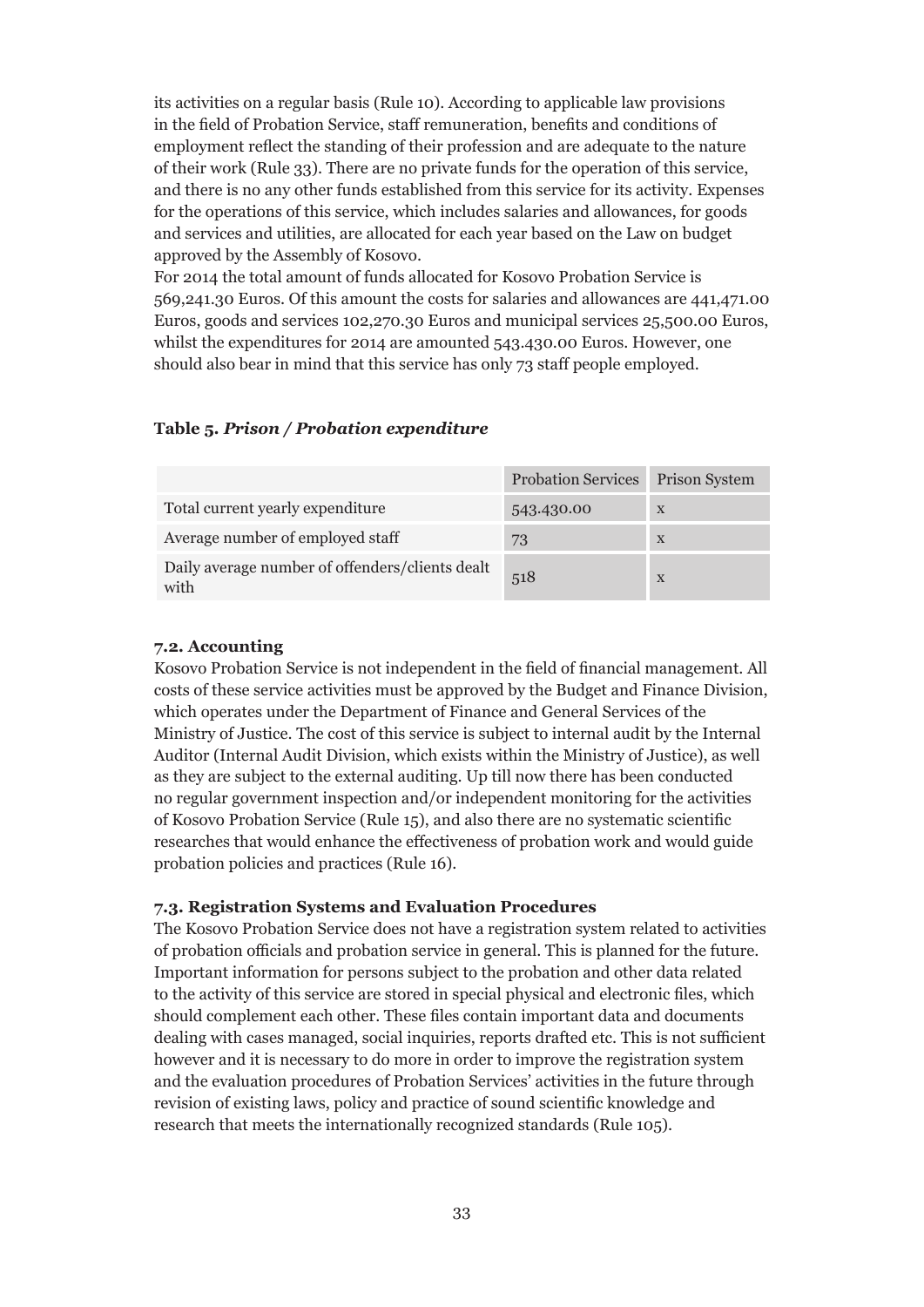its activities on a regular basis (Rule 10). According to applicable law provisions in the field of Probation Service, staff remuneration, benefits and conditions of employment reflect the standing of their profession and are adequate to the nature of their work (Rule 33). There are no private funds for the operation of this service, and there is no any other funds established from this service for its activity. Expenses for the operations of this service, which includes salaries and allowances, for goods and services and utilities, are allocated for each year based on the Law on budget approved by the Assembly of Kosovo.

For 2014 the total amount of funds allocated for Kosovo Probation Service is 569,241.30 Euros. Of this amount the costs for salaries and allowances are 441,471.00 Euros, goods and services 102,270.30 Euros and municipal services 25,500.00 Euros, whilst the expenditures for 2014 are amounted 543.430.00 Euros. However, one should also bear in mind that this service has only 73 staff people employed.

**Table 5.** ***Prison / Probation expenditure***

| | Probation Services | Prison System |
|---|---|---|
| Total current yearly expenditure | 543.430.00 | x |
| Average number of employed staff | 73 | x |
| Daily average number of offenders/clients dealt with | 518 | x |

### 7.2. Accounting

Kosovo Probation Service is not independent in the field of financial management. All costs of these service activities must be approved by the Budget and Finance Division, which operates under the Department of Finance and General Services of the Ministry of Justice. The cost of this service is subject to internal audit by the Internal Auditor (Internal Audit Division, which exists within the Ministry of Justice), as well as they are subject to the external auditing. Up till now there has been conducted no regular government inspection and/or independent monitoring for the activities of Kosovo Probation Service (Rule 15), and also there are no systematic scientific researches that would enhance the effectiveness of probation work and would guide probation policies and practices (Rule 16).

### 7.3. Registration Systems and Evaluation Procedures

The Kosovo Probation Service does not have a registration system related to activities of probation officials and probation service in general. This is planned for the future. Important information for persons subject to the probation and other data related to the activity of this service are stored in special physical and electronic files, which should complement each other. These files contain important data and documents dealing with cases managed, social inquiries, reports drafted etc. This is not sufficient however and it is necessary to do more in order to improve the registration system and the evaluation procedures of Probation Services' activities in the future through revision of existing laws, policy and practice of sound scientific knowledge and research that meets the internationally recognized standards (Rule 105).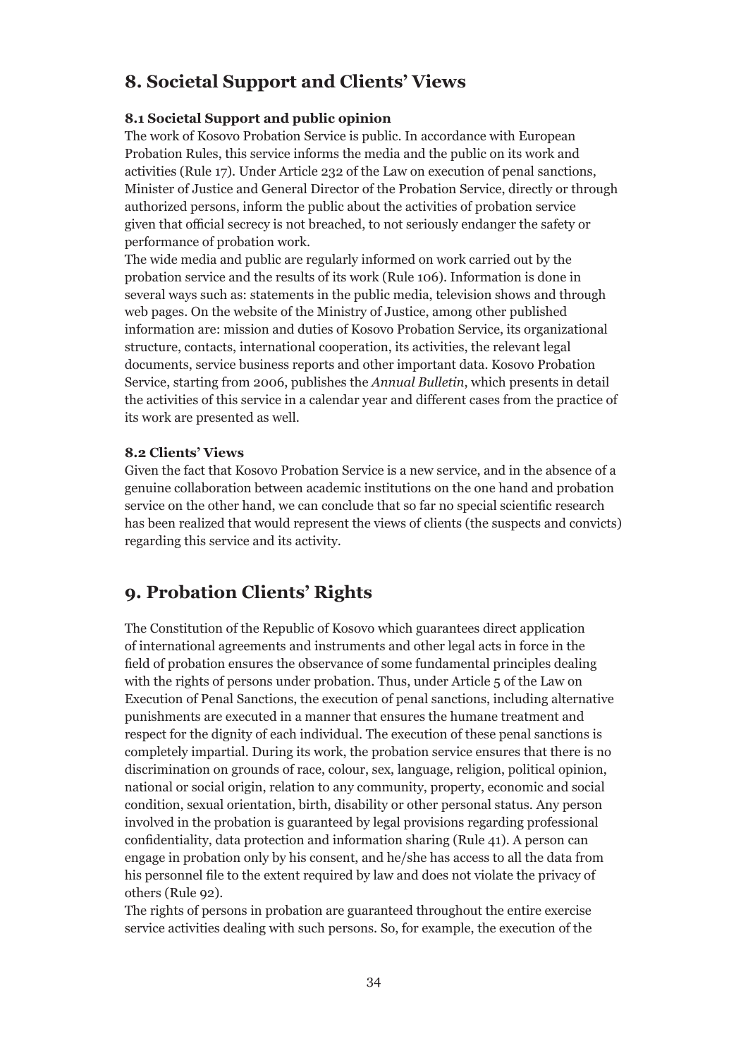## 8. Societal Support and Clients' Views

### 8.1 Societal Support and public opinion

The work of Kosovo Probation Service is public. In accordance with European Probation Rules, this service informs the media and the public on its work and activities (Rule 17). Under Article 232 of the Law on execution of penal sanctions, Minister of Justice and General Director of the Probation Service, directly or through authorized persons, inform the public about the activities of probation service given that official secrecy is not breached, to not seriously endanger the safety or performance of probation work.

The wide media and public are regularly informed on work carried out by the probation service and the results of its work (Rule 106). Information is done in several ways such as: statements in the public media, television shows and through web pages. On the website of the Ministry of Justice, among other published information are: mission and duties of Kosovo Probation Service, its organizational structure, contacts, international cooperation, its activities, the relevant legal documents, service business reports and other important data. Kosovo Probation Service, starting from 2006, publishes the *Annual Bulletin*, which presents in detail the activities of this service in a calendar year and different cases from the practice of its work are presented as well.

### 8.2 Clients' Views

Given the fact that Kosovo Probation Service is a new service, and in the absence of a genuine collaboration between academic institutions on the one hand and probation service on the other hand, we can conclude that so far no special scientific research has been realized that would represent the views of clients (the suspects and convicts) regarding this service and its activity.

## 9. Probation Clients' Rights

The Constitution of the Republic of Kosovo which guarantees direct application of international agreements and instruments and other legal acts in force in the field of probation ensures the observance of some fundamental principles dealing with the rights of persons under probation. Thus, under Article 5 of the Law on Execution of Penal Sanctions, the execution of penal sanctions, including alternative punishments are executed in a manner that ensures the humane treatment and respect for the dignity of each individual. The execution of these penal sanctions is completely impartial. During its work, the probation service ensures that there is no discrimination on grounds of race, colour, sex, language, religion, political opinion, national or social origin, relation to any community, property, economic and social condition, sexual orientation, birth, disability or other personal status. Any person involved in the probation is guaranteed by legal provisions regarding professional confidentiality, data protection and information sharing (Rule 41). A person can engage in probation only by his consent, and he/she has access to all the data from his personnel file to the extent required by law and does not violate the privacy of others (Rule 92).

The rights of persons in probation are guaranteed throughout the entire exercise service activities dealing with such persons. So, for example, the execution of the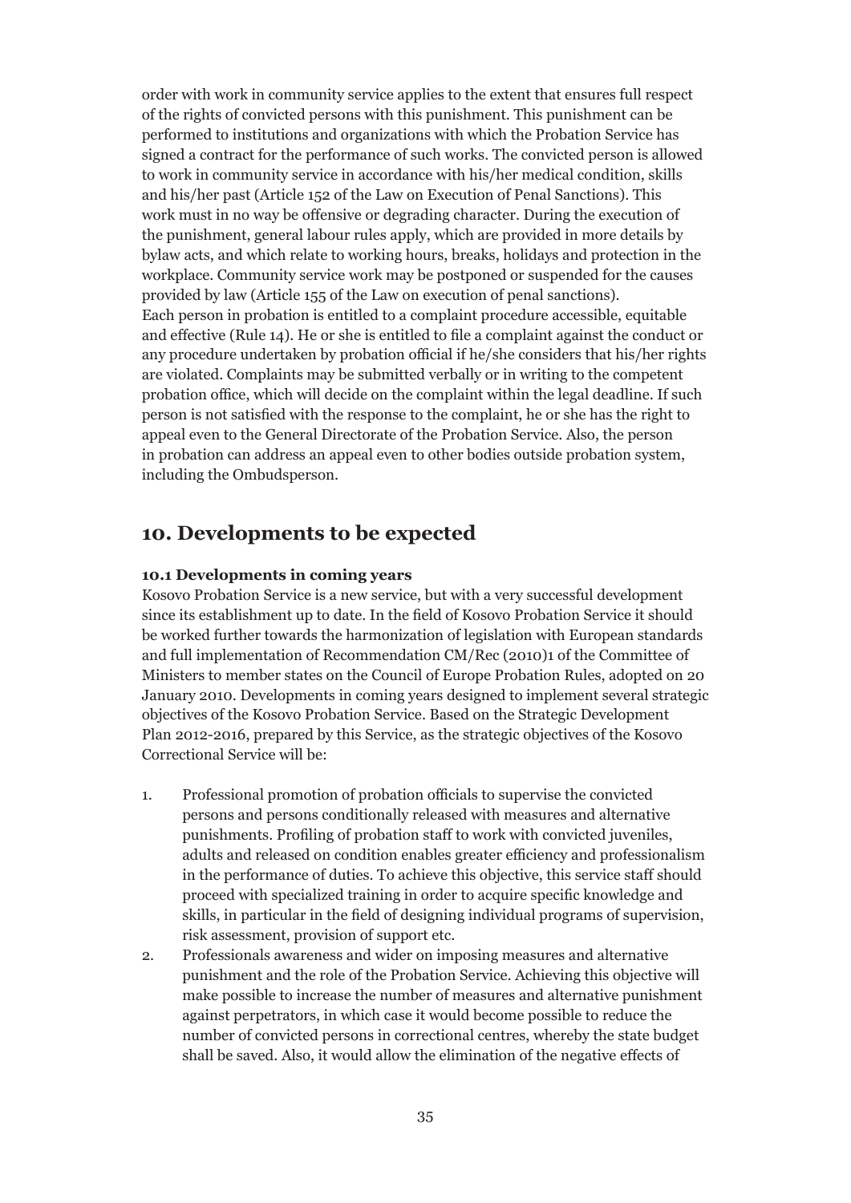order with work in community service applies to the extent that ensures full respect of the rights of convicted persons with this punishment. This punishment can be performed to institutions and organizations with which the Probation Service has signed a contract for the performance of such works. The convicted person is allowed to work in community service in accordance with his/her medical condition, skills and his/her past (Article 152 of the Law on Execution of Penal Sanctions). This work must in no way be offensive or degrading character. During the execution of the punishment, general labour rules apply, which are provided in more details by bylaw acts, and which relate to working hours, breaks, holidays and protection in the workplace. Community service work may be postponed or suspended for the causes provided by law (Article 155 of the Law on execution of penal sanctions).
Each person in probation is entitled to a complaint procedure accessible, equitable and effective (Rule 14). He or she is entitled to file a complaint against the conduct or any procedure undertaken by probation official if he/she considers that his/her rights are violated. Complaints may be submitted verbally or in writing to the competent probation office, which will decide on the complaint within the legal deadline. If such person is not satisfied with the response to the complaint, he or she has the right to appeal even to the General Directorate of the Probation Service. Also, the person in probation can address an appeal even to other bodies outside probation system, including the Ombudsperson.

## 10. Developments to be expected

#### 10.1 Developments in coming years

Kosovo Probation Service is a new service, but with a very successful development since its establishment up to date. In the field of Kosovo Probation Service it should be worked further towards the harmonization of legislation with European standards and full implementation of Recommendation CM/Rec (2010)1 of the Committee of Ministers to member states on the Council of Europe Probation Rules, adopted on 20 January 2010. Developments in coming years designed to implement several strategic objectives of the Kosovo Probation Service. Based on the Strategic Development Plan 2012-2016, prepared by this Service, as the strategic objectives of the Kosovo Correctional Service will be:

1. Professional promotion of probation officials to supervise the convicted persons and persons conditionally released with measures and alternative punishments. Profiling of probation staff to work with convicted juveniles, adults and released on condition enables greater efficiency and professionalism in the performance of duties. To achieve this objective, this service staff should proceed with specialized training in order to acquire specific knowledge and skills, in particular in the field of designing individual programs of supervision, risk assessment, provision of support etc.
2. Professionals awareness and wider on imposing measures and alternative punishment and the role of the Probation Service. Achieving this objective will make possible to increase the number of measures and alternative punishment against perpetrators, in which case it would become possible to reduce the number of convicted persons in correctional centres, whereby the state budget shall be saved. Also, it would allow the elimination of the negative effects of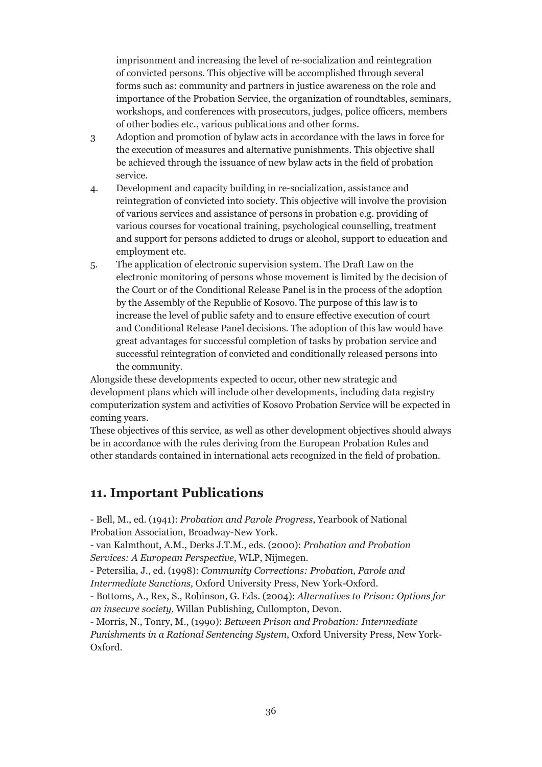imprisonment and increasing the level of re-socialization and reintegration of convicted persons. This objective will be accomplished through several forms such as: community and partners in justice awareness on the role and importance of the Probation Service, the organization of roundtables, seminars, workshops, and conferences with prosecutors, judges, police officers, members of other bodies etc., various publications and other forms.

3 Adoption and promotion of bylaw acts in accordance with the laws in force for the execution of measures and alternative punishments. This objective shall be achieved through the issuance of new bylaw acts in the field of probation service.

4. Development and capacity building in re-socialization, assistance and reintegration of convicted into society. This objective will involve the provision of various services and assistance of persons in probation e.g. providing of various courses for vocational training, psychological counselling, treatment and support for persons addicted to drugs or alcohol, support to education and employment etc.

5. The application of electronic supervision system. The Draft Law on the electronic monitoring of persons whose movement is limited by the decision of the Court or of the Conditional Release Panel is in the process of the adoption by the Assembly of the Republic of Kosovo. The purpose of this law is to increase the level of public safety and to ensure effective execution of court and Conditional Release Panel decisions. The adoption of this law would have great advantages for successful completion of tasks by probation service and successful reintegration of convicted and conditionally released persons into the community.

Alongside these developments expected to occur, other new strategic and development plans which will include other developments, including data registry computerization system and activities of Kosovo Probation Service will be expected in coming years.

These objectives of this service, as well as other development objectives should always be in accordance with the rules deriving from the European Probation Rules and other standards contained in international acts recognized in the field of probation.

## 11. Important Publications

- Bell, M., ed. (1941): *Probation and Parole Progress*, Yearbook of National Probation Association, Broadway-New York.
- van Kalmthout, A.M., Derks J.T.M., eds. (2000): *Probation and Probation Services: A European Perspective,* WLP, Nijmegen.
- Petersilia, J., ed. (1998): *Community Corrections: Probation, Parole and Intermediate Sanctions,* Oxford University Press, New York-Oxford.
- Bottoms, A., Rex, S., Robinson, G. Eds. (2004): *Alternatives to Prison: Options for an insecure society,* Willan Publishing, Cullompton, Devon.
- Morris, N., Tonry, M., (1990): *Between Prison and Probation: Intermediate Punishments in a Rational Sentencing System*, Oxford University Press, New York-Oxford.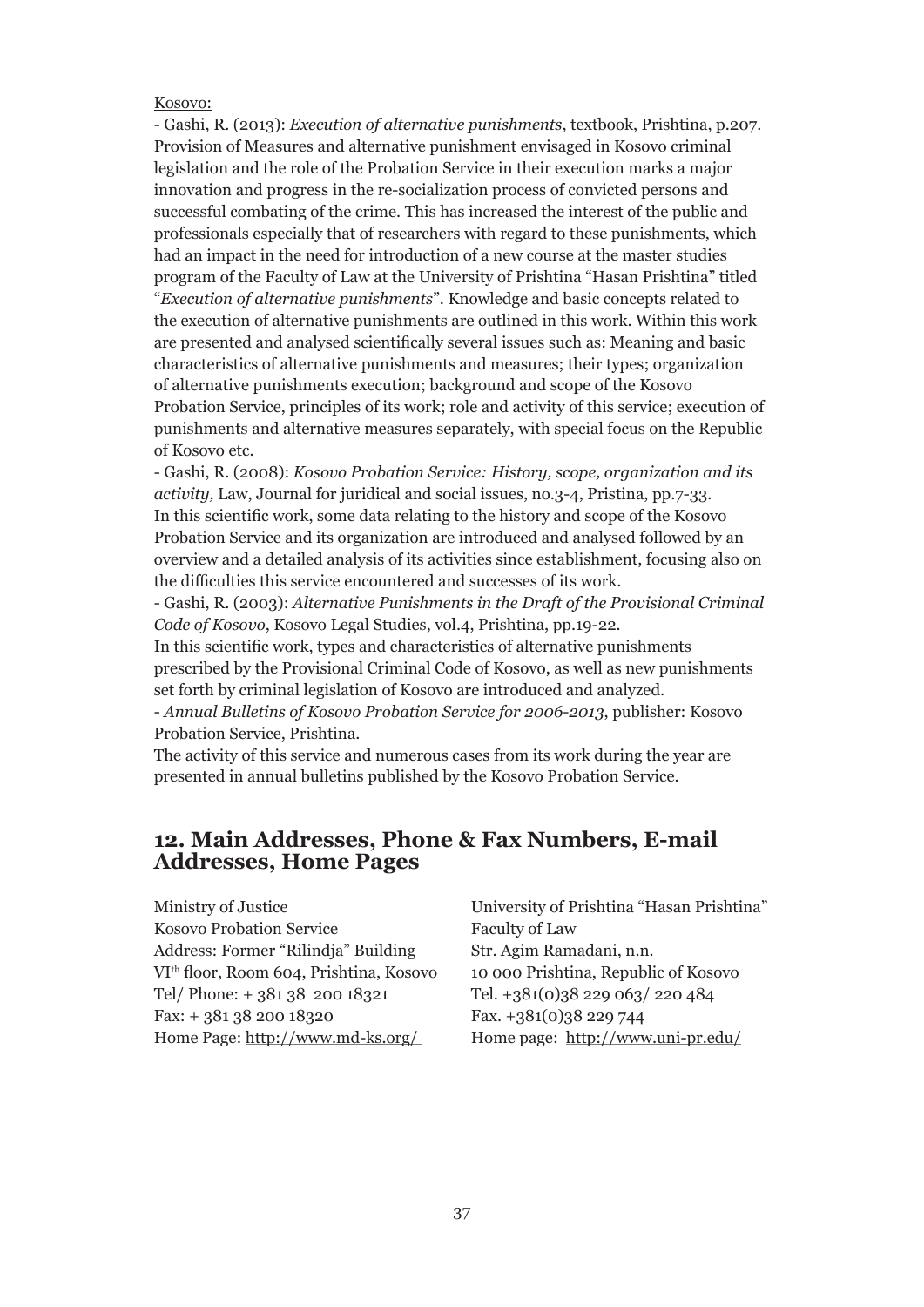Kosovo:

- Gashi, R. (2013): *Execution of alternative punishments*, textbook, Prishtina, p.207. Provision of Measures and alternative punishment envisaged in Kosovo criminal legislation and the role of the Probation Service in their execution marks a major innovation and progress in the re-socialization process of convicted persons and successful combating of the crime. This has increased the interest of the public and professionals especially that of researchers with regard to these punishments, which had an impact in the need for introduction of a new course at the master studies program of the Faculty of Law at the University of Prishtina "Hasan Prishtina" titled "*Execution of alternative punishments*". Knowledge and basic concepts related to the execution of alternative punishments are outlined in this work. Within this work are presented and analysed scientifically several issues such as: Meaning and basic characteristics of alternative punishments and measures; their types; organization of alternative punishments execution; background and scope of the Kosovo Probation Service, principles of its work; role and activity of this service; execution of punishments and alternative measures separately, with special focus on the Republic of Kosovo etc.

- Gashi, R. (2008): *Kosovo Probation Service: History, scope, organization and its activity,* Law, Journal for juridical and social issues, no.3-4, Pristina, pp.7-33. In this scientific work, some data relating to the history and scope of the Kosovo Probation Service and its organization are introduced and analysed followed by an overview and a detailed analysis of its activities since establishment, focusing also on the difficulties this service encountered and successes of its work.

- Gashi, R. (2003): *Alternative Punishments in the Draft of the Provisional Criminal Code of Kosovo*, Kosovo Legal Studies, vol.4, Prishtina, pp.19-22. In this scientific work, types and characteristics of alternative punishments prescribed by the Provisional Criminal Code of Kosovo, as well as new punishments set forth by criminal legislation of Kosovo are introduced and analyzed.

- *Annual Bulletins of Kosovo Probation Service for 2006-2013*, publisher: Kosovo Probation Service, Prishtina. The activity of this service and numerous cases from its work during the year are presented in annual bulletins published by the Kosovo Probation Service.

## 12. Main Addresses, Phone & Fax Numbers, E-mail Addresses, Home Pages

Ministry of Justice
Kosovo Probation Service
Address: Former "Rilindja" Building
VI[th] floor, Room 604, Prishtina, Kosovo
Tel/ Phone: + 381 38 200 18321
Fax: + 381 38 200 18320
Home Page: http://www.md-ks.org/

University of Prishtina "Hasan Prishtina"
Faculty of Law
Str. Agim Ramadani, n.n.
10 000 Prishtina, Republic of Kosovo
Tel. +381(0)38 229 063/ 220 484
Fax. +381(0)38 229 744
Home page: http://www.uni-pr.edu/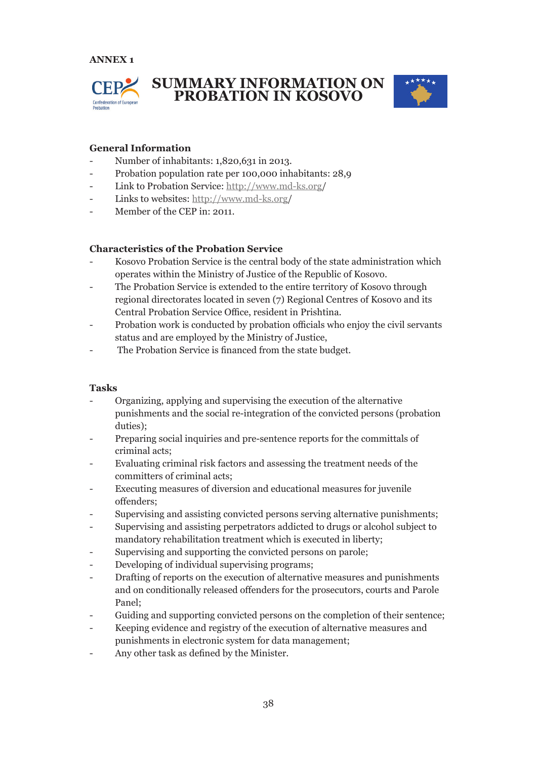ANNEX 1

# SUMMARY INFORMATION ON PROBATION IN KOSOVO

## General Information

- Number of inhabitants: 1,820,631 in 2013.
- Probation population rate per 100,000 inhabitants: 28,9
- Link to Probation Service: http://www.md-ks.org/
- Links to websites: http://www.md-ks.org/
- Member of the CEP in: 2011.

## Characteristics of the Probation Service

- Kosovo Probation Service is the central body of the state administration which operates within the Ministry of Justice of the Republic of Kosovo.
- The Probation Service is extended to the entire territory of Kosovo through regional directorates located in seven (7) Regional Centres of Kosovo and its Central Probation Service Office, resident in Prishtina.
- Probation work is conducted by probation officials who enjoy the civil servants status and are employed by the Ministry of Justice,
- The Probation Service is financed from the state budget.

## Tasks

- Organizing, applying and supervising the execution of the alternative punishments and the social re-integration of the convicted persons (probation duties);
- Preparing social inquiries and pre-sentence reports for the committals of criminal acts;
- Evaluating criminal risk factors and assessing the treatment needs of the committers of criminal acts;
- Executing measures of diversion and educational measures for juvenile offenders;
- Supervising and assisting convicted persons serving alternative punishments;
- Supervising and assisting perpetrators addicted to drugs or alcohol subject to mandatory rehabilitation treatment which is executed in liberty;
- Supervising and supporting the convicted persons on parole;
- Developing of individual supervising programs;
- Drafting of reports on the execution of alternative measures and punishments and on conditionally released offenders for the prosecutors, courts and Parole Panel;
- Guiding and supporting convicted persons on the completion of their sentence;
- Keeping evidence and registry of the execution of alternative measures and punishments in electronic system for data management;
- Any other task as defined by the Minister.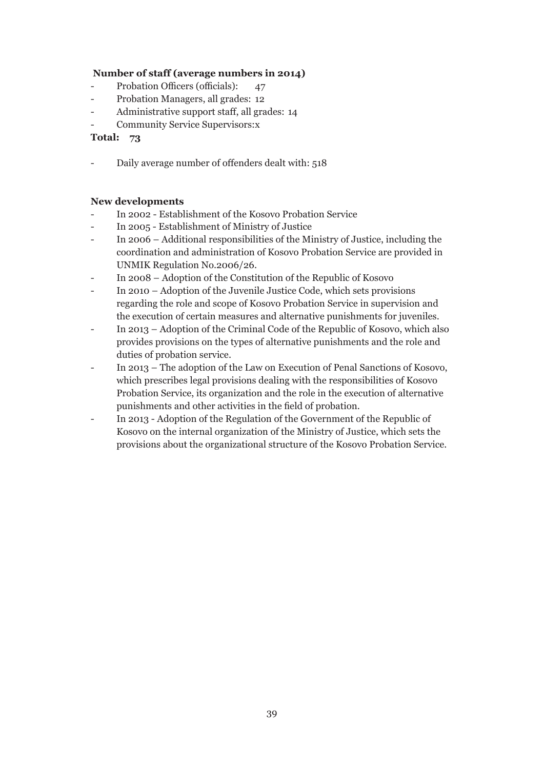**Number of staff (average numbers in 2014)**

- Probation Officers (officials): 47
- Probation Managers, all grades: 12
- Administrative support staff, all grades: 14
- Community Service Supervisors:x

**Total: 73**

- Daily average number of offenders dealt with: 518

**New developments**

- In 2002 - Establishment of the Kosovo Probation Service
- In 2005 - Establishment of Ministry of Justice
- In 2006 – Additional responsibilities of the Ministry of Justice, including the coordination and administration of Kosovo Probation Service are provided in UNMIK Regulation No.2006/26.
- In 2008 – Adoption of the Constitution of the Republic of Kosovo
- In 2010 – Adoption of the Juvenile Justice Code, which sets provisions regarding the role and scope of Kosovo Probation Service in supervision and the execution of certain measures and alternative punishments for juveniles.
- In 2013 – Adoption of the Criminal Code of the Republic of Kosovo, which also provides provisions on the types of alternative punishments and the role and duties of probation service.
- In 2013 – The adoption of the Law on Execution of Penal Sanctions of Kosovo, which prescribes legal provisions dealing with the responsibilities of Kosovo Probation Service, its organization and the role in the execution of alternative punishments and other activities in the field of probation.
- In 2013 - Adoption of the Regulation of the Government of the Republic of Kosovo on the internal organization of the Ministry of Justice, which sets the provisions about the organizational structure of the Kosovo Probation Service.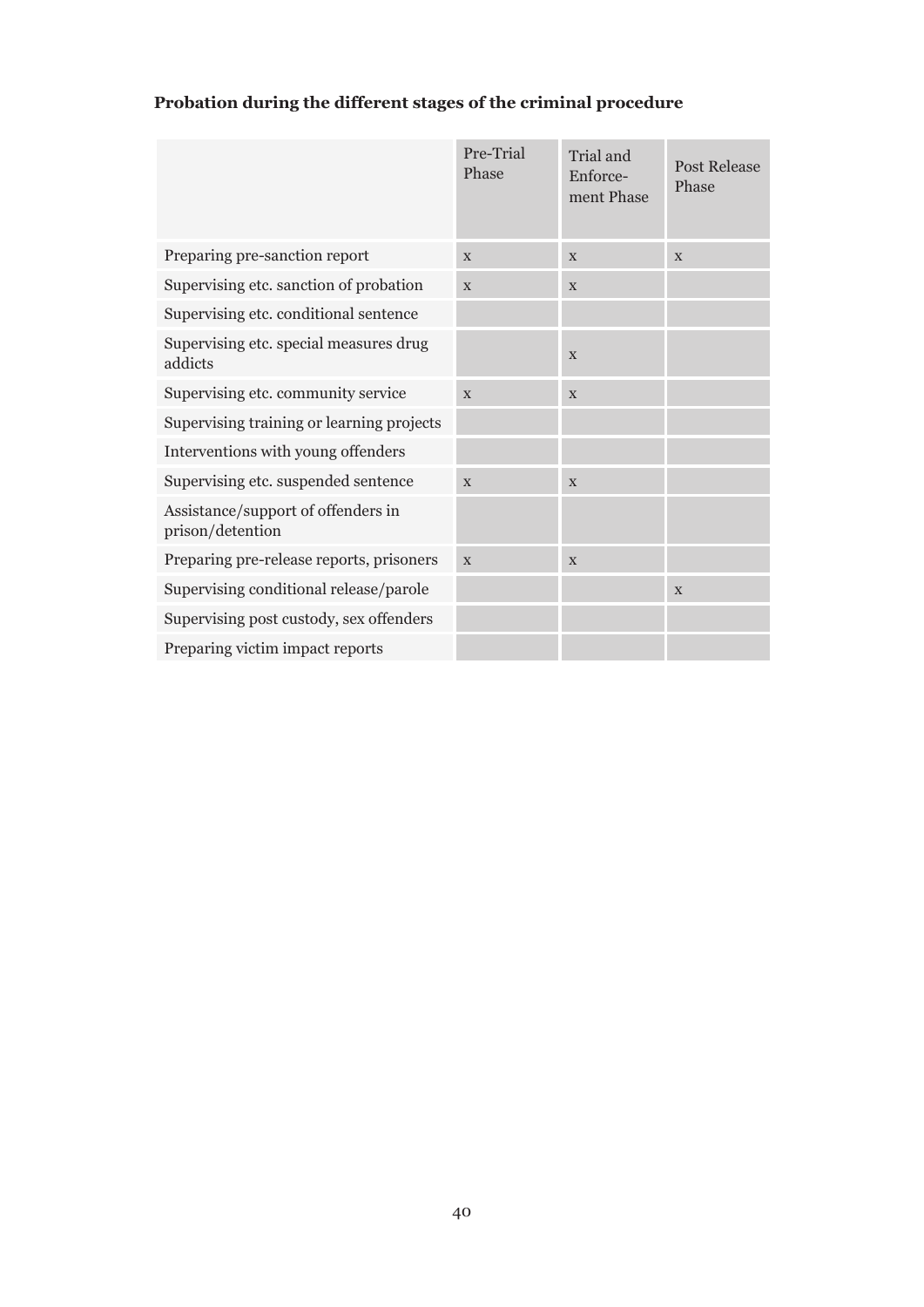**Probation during the different stages of the criminal procedure**

| | Pre-Trial Phase | Trial and Enforce-ment Phase | Post Release Phase |
|---|---|---|---|
| Preparing pre-sanction report | x | x | x |
| Supervising etc. sanction of probation | x | x | |
| Supervising etc. conditional sentence | | | |
| Supervising etc. special measures drug addicts | | x | |
| Supervising etc. community service | x | x | |
| Supervising training or learning projects | | | |
| Interventions with young offenders | | | |
| Supervising etc. suspended sentence | x | x | |
| Assistance/support of offenders in prison/detention | | | |
| Preparing pre-release reports, prisoners | x | x | |
| Supervising conditional release/parole | | | x |
| Supervising post custody, sex offenders | | | |
| Preparing victim impact reports | | | |